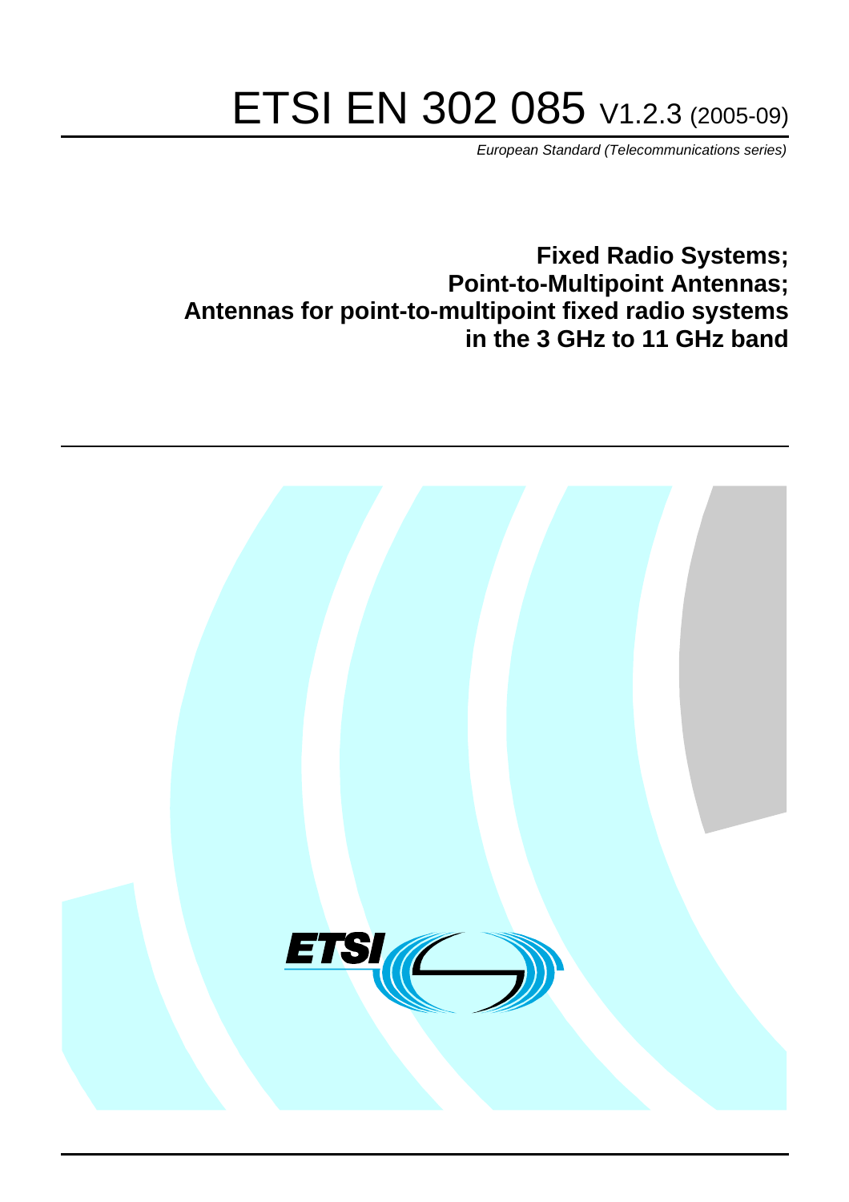# ETSI EN 302 085 V1.2.3 (2005-09)

*European Standard (Telecommunications series)*

## Fixed Radio Systems;
## Point-to-Multipoint Antennas;
## Antennas for point-to-multipoint fixed radio systems in the 3 GHz to 11 GHz band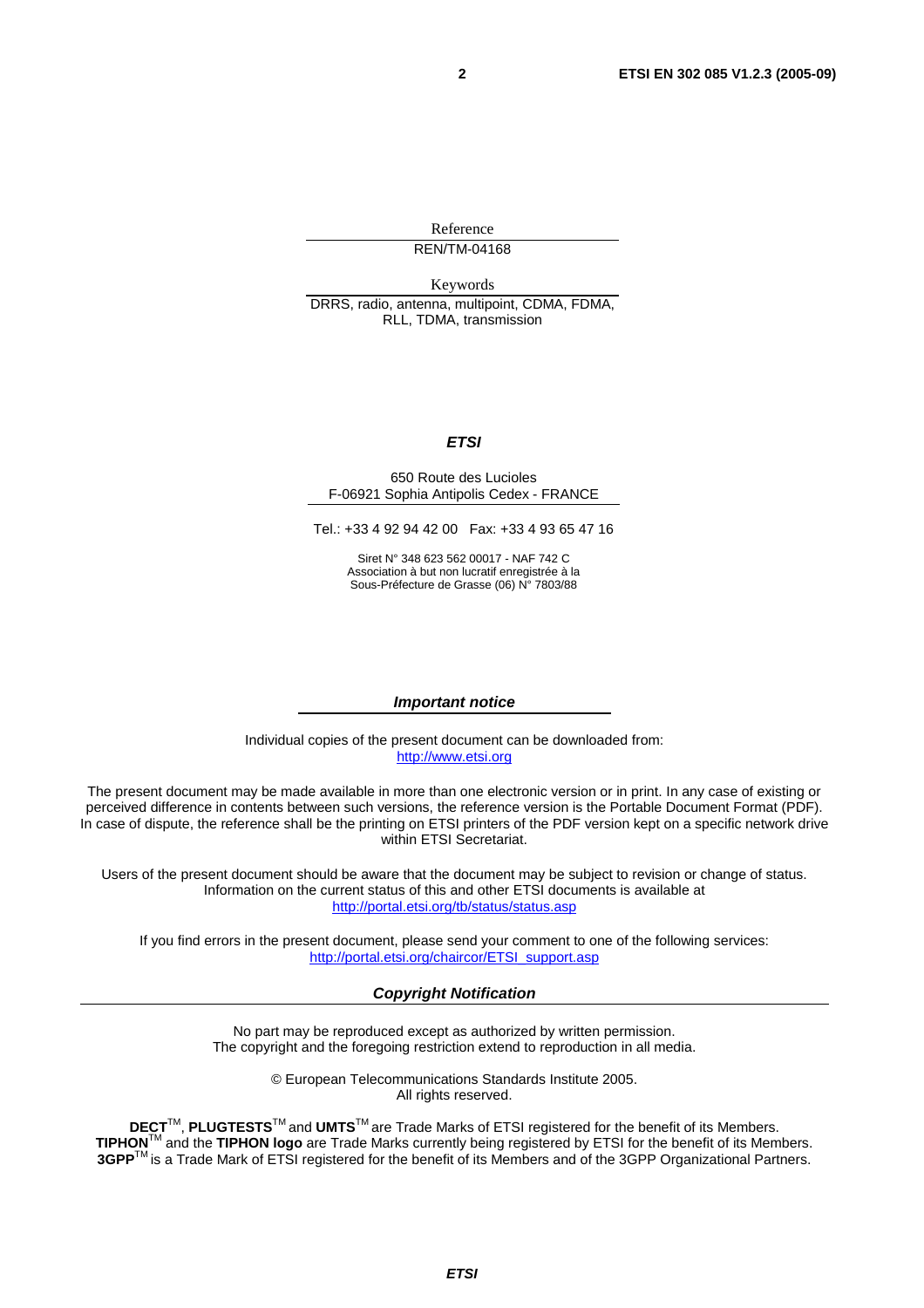Reference

REN/TM-04168

Keywords

DRRS, radio, antenna, multipoint, CDMA, FDMA, RLL, TDMA, transmission

***ETSI***

650 Route des Lucioles
F-06921 Sophia Antipolis Cedex - FRANCE

Tel.: +33 4 92 94 42 00 Fax: +33 4 93 65 47 16

Siret N° 348 623 562 00017 - NAF 742 C
Association à but non lucratif enregistrée à la
Sous-Préfecture de Grasse (06) N° 7803/88

***Important notice***

Individual copies of the present document can be downloaded from:
http://www.etsi.org

The present document may be made available in more than one electronic version or in print. In any case of existing or perceived difference in contents between such versions, the reference version is the Portable Document Format (PDF). In case of dispute, the reference shall be the printing on ETSI printers of the PDF version kept on a specific network drive within ETSI Secretariat.

Users of the present document should be aware that the document may be subject to revision or change of status. Information on the current status of this and other ETSI documents is available at
http://portal.etsi.org/tb/status/status.asp

If you find errors in the present document, please send your comment to one of the following services:
http://portal.etsi.org/chaircor/ETSI_support.asp

***Copyright Notification***

No part may be reproduced except as authorized by written permission.
The copyright and the foregoing restriction extend to reproduction in all media.

© European Telecommunications Standards Institute 2005.
All rights reserved.

**DECT**TM, **PLUGTESTS**TM and **UMTS**TM are Trade Marks of ETSI registered for the benefit of its Members.
**TIPHON**TM and the **TIPHON logo** are Trade Marks currently being registered by ETSI for the benefit of its Members.
**3GPP**TM is a Trade Mark of ETSI registered for the benefit of its Members and of the 3GPP Organizational Partners.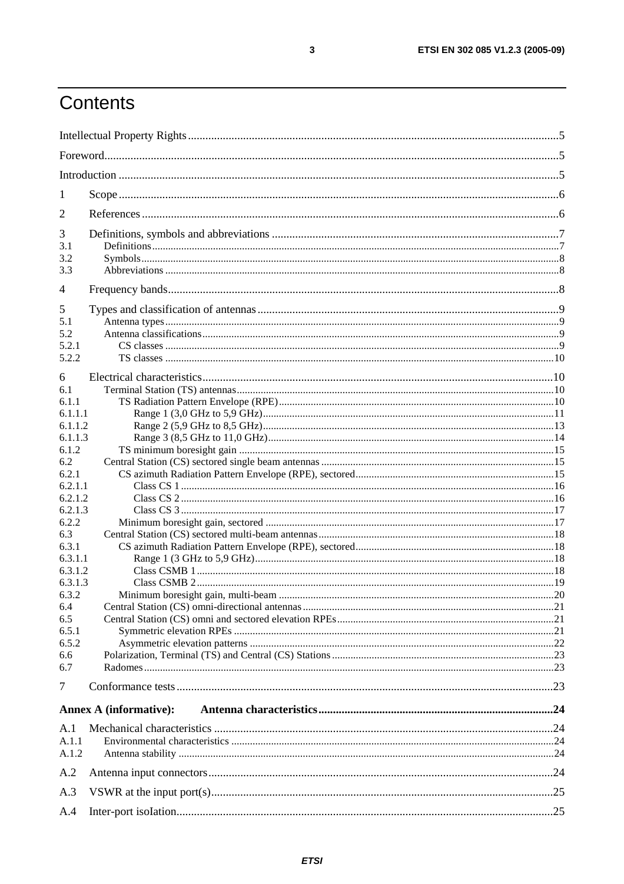# Contents

Intellectual Property Rights ..... 5

Foreword ..... 5

Introduction ..... 5

1 Scope ..... 6

2 References ..... 6

3 Definitions, symbols and abbreviations ..... 7
- 3.1 Definitions ..... 7
- 3.2 Symbols ..... 8
- 3.3 Abbreviations ..... 8

4 Frequency bands ..... 8

5 Types and classification of antennas ..... 9
- 5.1 Antenna types ..... 9
- 5.2 Antenna classifications ..... 9
- 5.2.1 CS classes ..... 9
- 5.2.2 TS classes ..... 10

6 Electrical characteristics ..... 10
- 6.1 Terminal Station (TS) antennas ..... 10
- 6.1.1 TS Radiation Pattern Envelope (RPE) ..... 10
- 6.1.1.1 Range 1 (3,0 GHz to 5,9 GHz) ..... 11
- 6.1.1.2 Range 2 (5,9 GHz to 8,5 GHz) ..... 13
- 6.1.1.3 Range 3 (8,5 GHz to 11,0 GHz) ..... 14
- 6.1.2 TS minimum boresight gain ..... 15
- 6.2 Central Station (CS) sectored single beam antennas ..... 15
- 6.2.1 CS azimuth Radiation Pattern Envelope (RPE), sectored ..... 15
- 6.2.1.1 Class CS 1 ..... 16
- 6.2.1.2 Class CS 2 ..... 16
- 6.2.1.3 Class CS 3 ..... 17
- 6.2.2 Minimum boresight gain, sectored ..... 17
- 6.3 Central Station (CS) sectored multi-beam antennas ..... 18
- 6.3.1 CS azimuth Radiation Pattern Envelope (RPE), sectored ..... 18
- 6.3.1.1 Range 1 (3 GHz to 5,9 GHz) ..... 18
- 6.3.1.2 Class CSMB 1 ..... 18
- 6.3.1.3 Class CSMB 2 ..... 19
- 6.3.2 Minimum boresight gain, multi-beam ..... 20
- 6.4 Central Station (CS) omni-directional antennas ..... 21
- 6.5 Central Station (CS) omni and sectored elevation RPEs ..... 21
- 6.5.1 Symmetric elevation RPEs ..... 21
- 6.5.2 Asymmetric elevation patterns ..... 22
- 6.6 Polarization, Terminal (TS) and Central (CS) Stations ..... 23
- 6.7 Radomes ..... 23

7 Conformance tests ..... 23

**Annex A (informative): Antenna characteristics ..... 24**

A.1 Mechanical characteristics ..... 24
- A.1.1 Environmental characteristics ..... 24
- A.1.2 Antenna stability ..... 24

A.2 Antenna input connectors ..... 24

A.3 VSWR at the input port(s) ..... 25

A.4 Inter-port isoIation ..... 25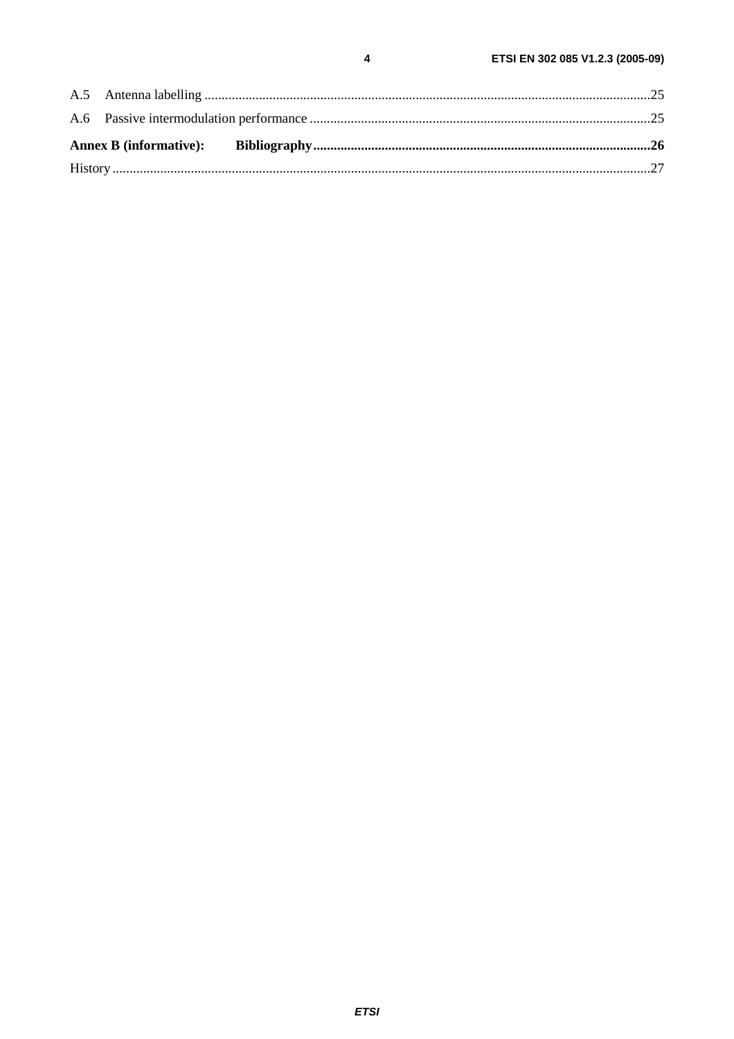A.5 Antenna labelling ..........25

A.6 Passive intermodulation performance ..........25

**Annex B (informative): Bibliography..........26**

History..........27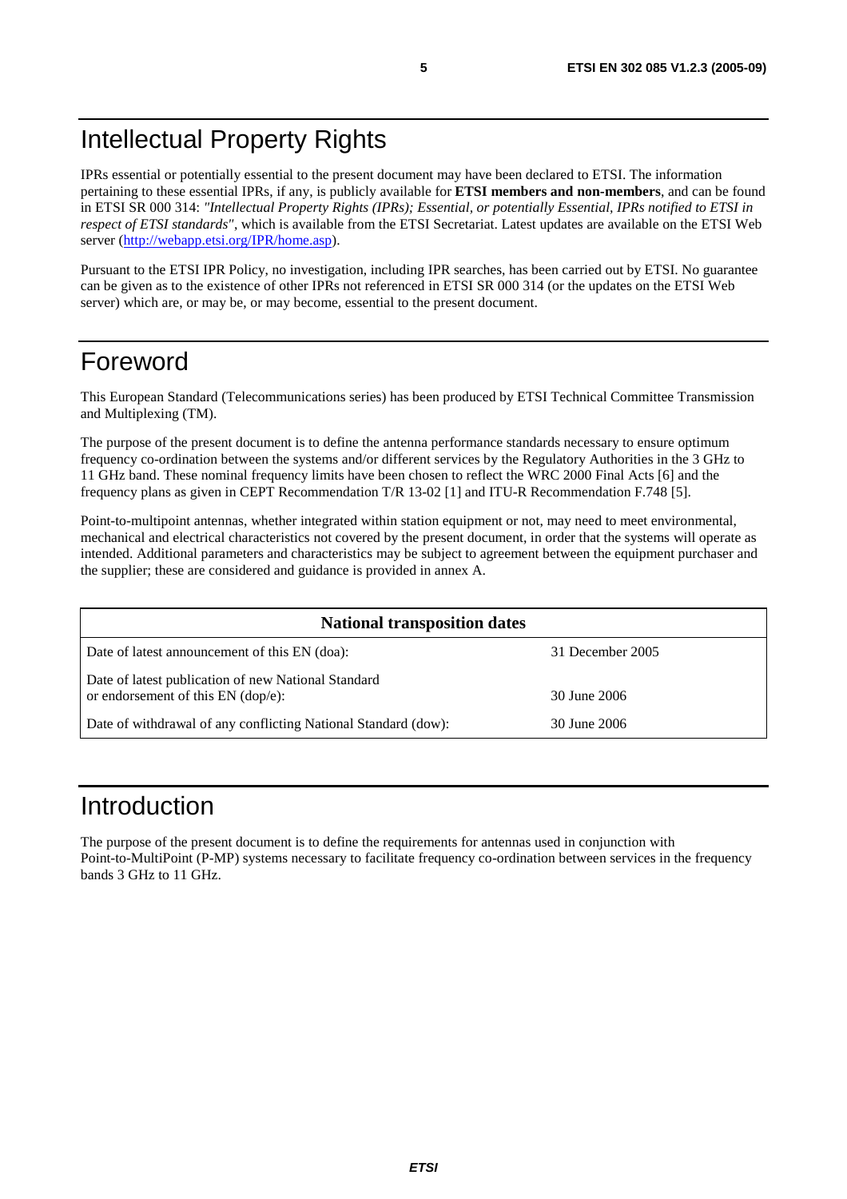# Intellectual Property Rights

IPRs essential or potentially essential to the present document may have been declared to ETSI. The information pertaining to these essential IPRs, if any, is publicly available for **ETSI members and non-members**, and can be found in ETSI SR 000 314: *"Intellectual Property Rights (IPRs); Essential, or potentially Essential, IPRs notified to ETSI in respect of ETSI standards"*, which is available from the ETSI Secretariat. Latest updates are available on the ETSI Web server (http://webapp.etsi.org/IPR/home.asp).

Pursuant to the ETSI IPR Policy, no investigation, including IPR searches, has been carried out by ETSI. No guarantee can be given as to the existence of other IPRs not referenced in ETSI SR 000 314 (or the updates on the ETSI Web server) which are, or may be, or may become, essential to the present document.

# Foreword

This European Standard (Telecommunications series) has been produced by ETSI Technical Committee Transmission and Multiplexing (TM).

The purpose of the present document is to define the antenna performance standards necessary to ensure optimum frequency co-ordination between the systems and/or different services by the Regulatory Authorities in the 3 GHz to 11 GHz band. These nominal frequency limits have been chosen to reflect the WRC 2000 Final Acts [6] and the frequency plans as given in CEPT Recommendation T/R 13-02 [1] and ITU-R Recommendation F.748 [5].

Point-to-multipoint antennas, whether integrated within station equipment or not, may need to meet environmental, mechanical and electrical characteristics not covered by the present document, in order that the systems will operate as intended. Additional parameters and characteristics may be subject to agreement between the equipment purchaser and the supplier; these are considered and guidance is provided in annex A.

| National transposition dates | |
|---|---|
| Date of latest announcement of this EN (doa): | 31 December 2005 |
| Date of latest publication of new National Standard or endorsement of this EN (dop/e): | 30 June 2006 |
| Date of withdrawal of any conflicting National Standard (dow): | 30 June 2006 |

# Introduction

The purpose of the present document is to define the requirements for antennas used in conjunction with Point-to-MultiPoint (P-MP) systems necessary to facilitate frequency co-ordination between services in the frequency bands 3 GHz to 11 GHz.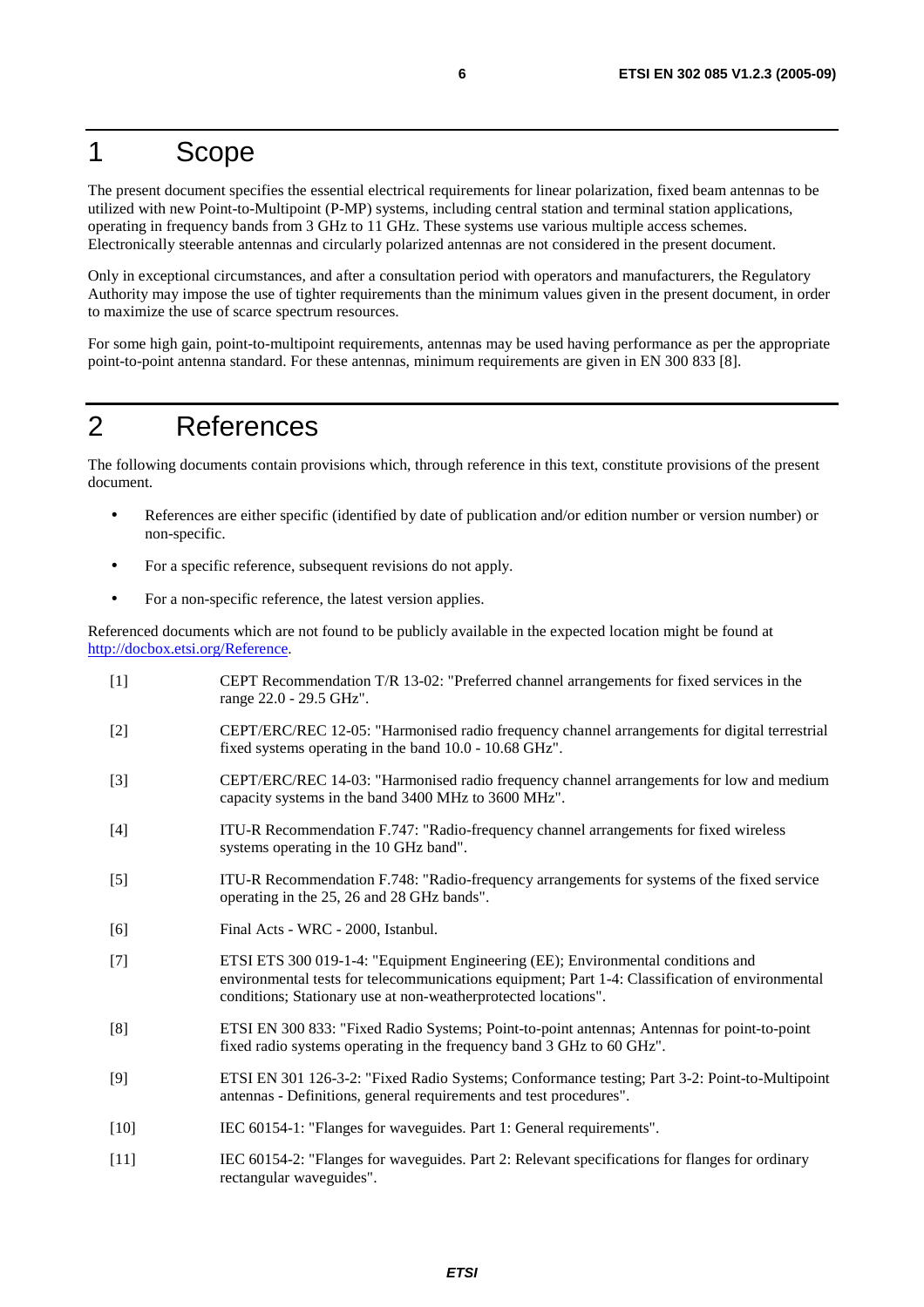# 1 Scope

The present document specifies the essential electrical requirements for linear polarization, fixed beam antennas to be utilized with new Point-to-Multipoint (P-MP) systems, including central station and terminal station applications, operating in frequency bands from 3 GHz to 11 GHz. These systems use various multiple access schemes. Electronically steerable antennas and circularly polarized antennas are not considered in the present document.

Only in exceptional circumstances, and after a consultation period with operators and manufacturers, the Regulatory Authority may impose the use of tighter requirements than the minimum values given in the present document, in order to maximize the use of scarce spectrum resources.

For some high gain, point-to-multipoint requirements, antennas may be used having performance as per the appropriate point-to-point antenna standard. For these antennas, minimum requirements are given in EN 300 833 [8].

# 2 References

The following documents contain provisions which, through reference in this text, constitute provisions of the present document.

- References are either specific (identified by date of publication and/or edition number or version number) or non-specific.
- For a specific reference, subsequent revisions do not apply.
- For a non-specific reference, the latest version applies.

Referenced documents which are not found to be publicly available in the expected location might be found at http://docbox.etsi.org/Reference.

[1] CEPT Recommendation T/R 13-02: "Preferred channel arrangements for fixed services in the range 22.0 - 29.5 GHz".

[2] CEPT/ERC/REC 12-05: "Harmonised radio frequency channel arrangements for digital terrestrial fixed systems operating in the band 10.0 - 10.68 GHz".

[3] CEPT/ERC/REC 14-03: "Harmonised radio frequency channel arrangements for low and medium capacity systems in the band 3400 MHz to 3600 MHz".

[4] ITU-R Recommendation F.747: "Radio-frequency channel arrangements for fixed wireless systems operating in the 10 GHz band".

[5] ITU-R Recommendation F.748: "Radio-frequency arrangements for systems of the fixed service operating in the 25, 26 and 28 GHz bands".

[6] Final Acts - WRC - 2000, Istanbul.

[7] ETSI ETS 300 019-1-4: "Equipment Engineering (EE); Environmental conditions and environmental tests for telecommunications equipment; Part 1-4: Classification of environmental conditions; Stationary use at non-weatherprotected locations".

[8] ETSI EN 300 833: "Fixed Radio Systems; Point-to-point antennas; Antennas for point-to-point fixed radio systems operating in the frequency band 3 GHz to 60 GHz".

[9] ETSI EN 301 126-3-2: "Fixed Radio Systems; Conformance testing; Part 3-2: Point-to-Multipoint antennas - Definitions, general requirements and test procedures".

[10] IEC 60154-1: "Flanges for waveguides. Part 1: General requirements".

[11] IEC 60154-2: "Flanges for waveguides. Part 2: Relevant specifications for flanges for ordinary rectangular waveguides".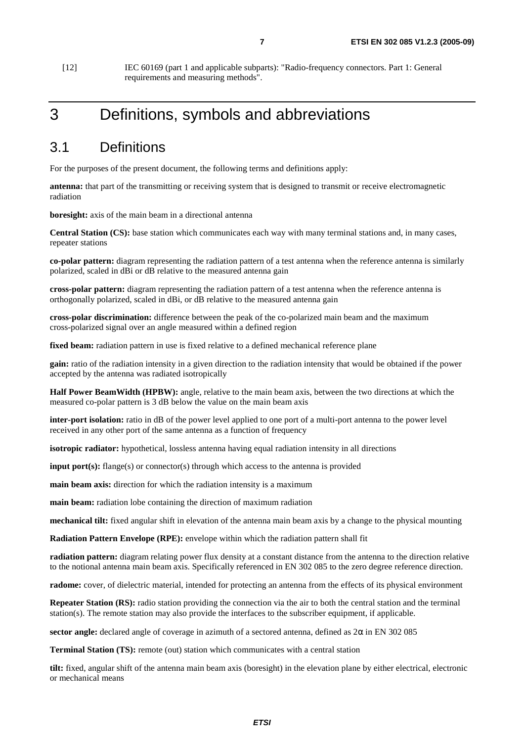[12] IEC 60169 (part 1 and applicable subparts): "Radio-frequency connectors. Part 1: General requirements and measuring methods".

# 3 Definitions, symbols and abbreviations

## 3.1 Definitions

For the purposes of the present document, the following terms and definitions apply:

**antenna:** that part of the transmitting or receiving system that is designed to transmit or receive electromagnetic radiation

**boresight:** axis of the main beam in a directional antenna

**Central Station (CS):** base station which communicates each way with many terminal stations and, in many cases, repeater stations

**co-polar pattern:** diagram representing the radiation pattern of a test antenna when the reference antenna is similarly polarized, scaled in dBi or dB relative to the measured antenna gain

**cross-polar pattern:** diagram representing the radiation pattern of a test antenna when the reference antenna is orthogonally polarized, scaled in dBi, or dB relative to the measured antenna gain

**cross-polar discrimination:** difference between the peak of the co-polarized main beam and the maximum cross-polarized signal over an angle measured within a defined region

**fixed beam:** radiation pattern in use is fixed relative to a defined mechanical reference plane

**gain:** ratio of the radiation intensity in a given direction to the radiation intensity that would be obtained if the power accepted by the antenna was radiated isotropically

**Half Power BeamWidth (HPBW):** angle, relative to the main beam axis, between the two directions at which the measured co-polar pattern is 3 dB below the value on the main beam axis

**inter-port isolation:** ratio in dB of the power level applied to one port of a multi-port antenna to the power level received in any other port of the same antenna as a function of frequency

**isotropic radiator:** hypothetical, lossless antenna having equal radiation intensity in all directions

**input port(s):** flange(s) or connector(s) through which access to the antenna is provided

**main beam axis:** direction for which the radiation intensity is a maximum

**main beam:** radiation lobe containing the direction of maximum radiation

**mechanical tilt:** fixed angular shift in elevation of the antenna main beam axis by a change to the physical mounting

**Radiation Pattern Envelope (RPE):** envelope within which the radiation pattern shall fit

**radiation pattern:** diagram relating power flux density at a constant distance from the antenna to the direction relative to the notional antenna main beam axis. Specifically referenced in EN 302 085 to the zero degree reference direction.

**radome:** cover, of dielectric material, intended for protecting an antenna from the effects of its physical environment

**Repeater Station (RS):** radio station providing the connection via the air to both the central station and the terminal station(s). The remote station may also provide the interfaces to the subscriber equipment, if applicable.

**sector angle:** declared angle of coverage in azimuth of a sectored antenna, defined as $2\alpha$ in EN 302 085

**Terminal Station (TS):** remote (out) station which communicates with a central station

**tilt:** fixed, angular shift of the antenna main beam axis (boresight) in the elevation plane by either electrical, electronic or mechanical means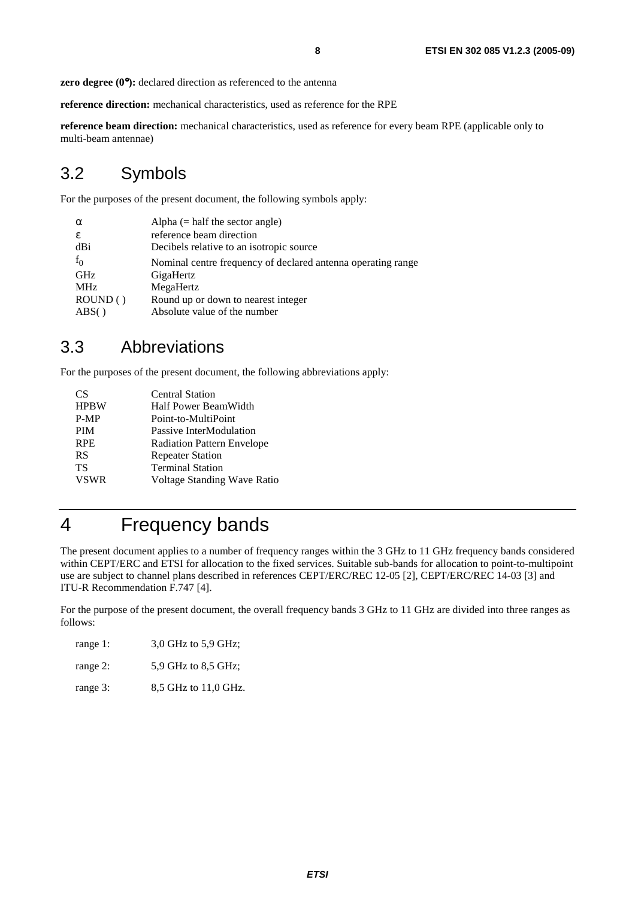**zero degree (0°):** declared direction as referenced to the antenna

**reference direction:** mechanical characteristics, used as reference for the RPE

**reference beam direction:** mechanical characteristics, used as reference for every beam RPE (applicable only to multi-beam antennae)

## 3.2 Symbols

For the purposes of the present document, the following symbols apply:

| | |
|---|---|
| $\alpha$ | Alpha (= half the sector angle) |
| $\varepsilon$ | reference beam direction |
| dBi | Decibels relative to an isotropic source |
| $f_0$ | Nominal centre frequency of declared antenna operating range |
| GHz | GigaHertz |
| MHz | MegaHertz |
| ROUND ( ) | Round up or down to nearest integer |
| ABS( ) | Absolute value of the number |

## 3.3 Abbreviations

For the purposes of the present document, the following abbreviations apply:

| | |
|---|---|
| CS | Central Station |
| HPBW | Half Power BeamWidth |
| P-MP | Point-to-MultiPoint |
| PIM | Passive InterModulation |
| RPE | Radiation Pattern Envelope |
| RS | Repeater Station |
| TS | Terminal Station |
| VSWR | Voltage Standing Wave Ratio |

# 4 Frequency bands

The present document applies to a number of frequency ranges within the 3 GHz to 11 GHz frequency bands considered within CEPT/ERC and ETSI for allocation to the fixed services. Suitable sub-bands for allocation to point-to-multipoint use are subject to channel plans described in references CEPT/ERC/REC 12-05 [2], CEPT/ERC/REC 14-03 [3] and ITU-R Recommendation F.747 [4].

For the purpose of the present document, the overall frequency bands 3 GHz to 11 GHz are divided into three ranges as follows:

range 1: 3,0 GHz to 5,9 GHz;

range 2: 5,9 GHz to 8,5 GHz;

range 3: 8,5 GHz to 11,0 GHz.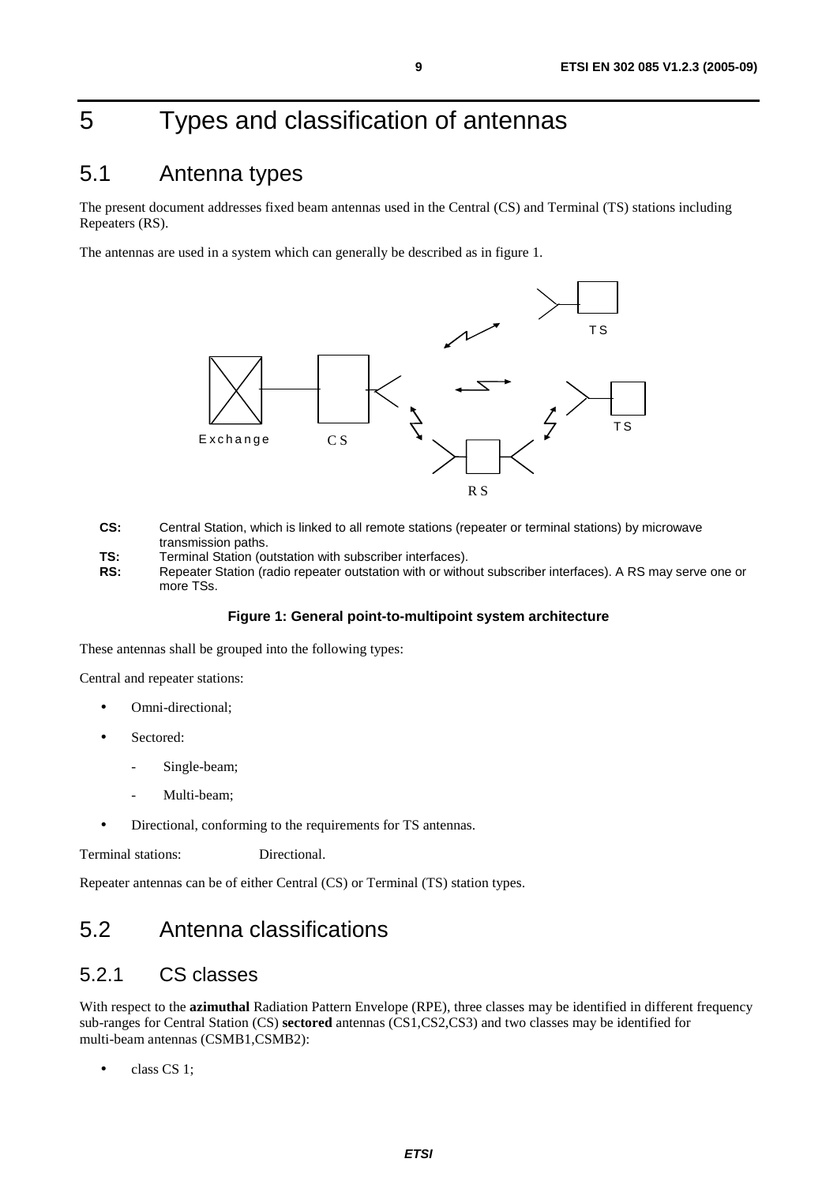# 5 Types and classification of antennas

## 5.1 Antenna types

The present document addresses fixed beam antennas used in the Central (CS) and Terminal (TS) stations including Repeaters (RS).

The antennas are used in a system which can generally be described as in figure 1.

**CS:** Central Station, which is linked to all remote stations (repeater or terminal stations) by microwave transmission paths.
**TS:** Terminal Station (outstation with subscriber interfaces).
**RS:** Repeater Station (radio repeater outstation with or without subscriber interfaces). A RS may serve one or more TSs.

**Figure 1: General point-to-multipoint system architecture**

These antennas shall be grouped into the following types:

Central and repeater stations:

- Omni-directional;
- Sectored:
  - Single-beam;
  - Multi-beam;
- Directional, conforming to the requirements for TS antennas.

Terminal stations: Directional.

Repeater antennas can be of either Central (CS) or Terminal (TS) station types.

## 5.2 Antenna classifications

### 5.2.1 CS classes

With respect to the **azimuthal** Radiation Pattern Envelope (RPE), three classes may be identified in different frequency sub-ranges for Central Station (CS) **sectored** antennas (CS1,CS2,CS3) and two classes may be identified for multi-beam antennas (CSMB1,CSMB2):

- class CS 1;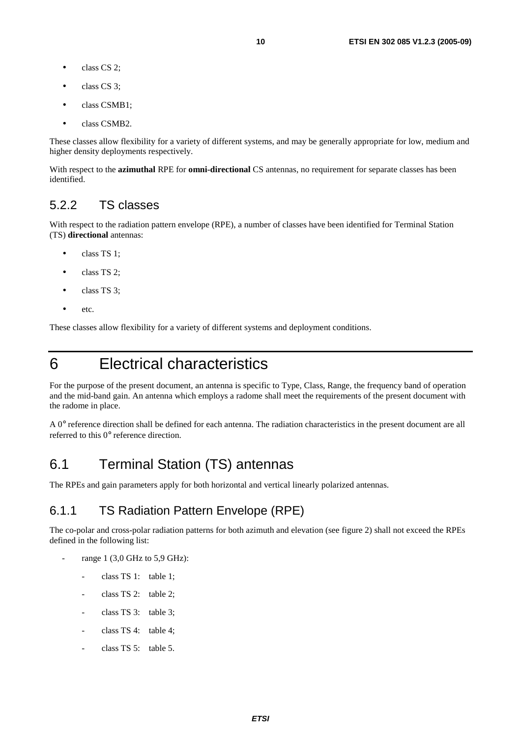- class CS 2;
- class CS 3;
- class CSMB1;
- class CSMB2.

These classes allow flexibility for a variety of different systems, and may be generally appropriate for low, medium and higher density deployments respectively.

With respect to the **azimuthal** RPE for **omni-directional** CS antennas, no requirement for separate classes has been identified.

### 5.2.2 TS classes

With respect to the radiation pattern envelope (RPE), a number of classes have been identified for Terminal Station (TS) **directional** antennas:

- class TS 1;
- class TS 2;
- class TS 3;
- etc.

These classes allow flexibility for a variety of different systems and deployment conditions.

# 6 Electrical characteristics

For the purpose of the present document, an antenna is specific to Type, Class, Range, the frequency band of operation and the mid-band gain. An antenna which employs a radome shall meet the requirements of the present document with the radome in place.

A 0° reference direction shall be defined for each antenna. The radiation characteristics in the present document are all referred to this 0° reference direction.

## 6.1 Terminal Station (TS) antennas

The RPEs and gain parameters apply for both horizontal and vertical linearly polarized antennas.

### 6.1.1 TS Radiation Pattern Envelope (RPE)

The co-polar and cross-polar radiation patterns for both azimuth and elevation (see figure 2) shall not exceed the RPEs defined in the following list:

- range 1 (3,0 GHz to 5,9 GHz):
  - class TS 1: table 1;
  - class TS 2: table 2;
  - class TS 3: table 3;
  - class TS 4: table 4;
  - class TS 5: table 5.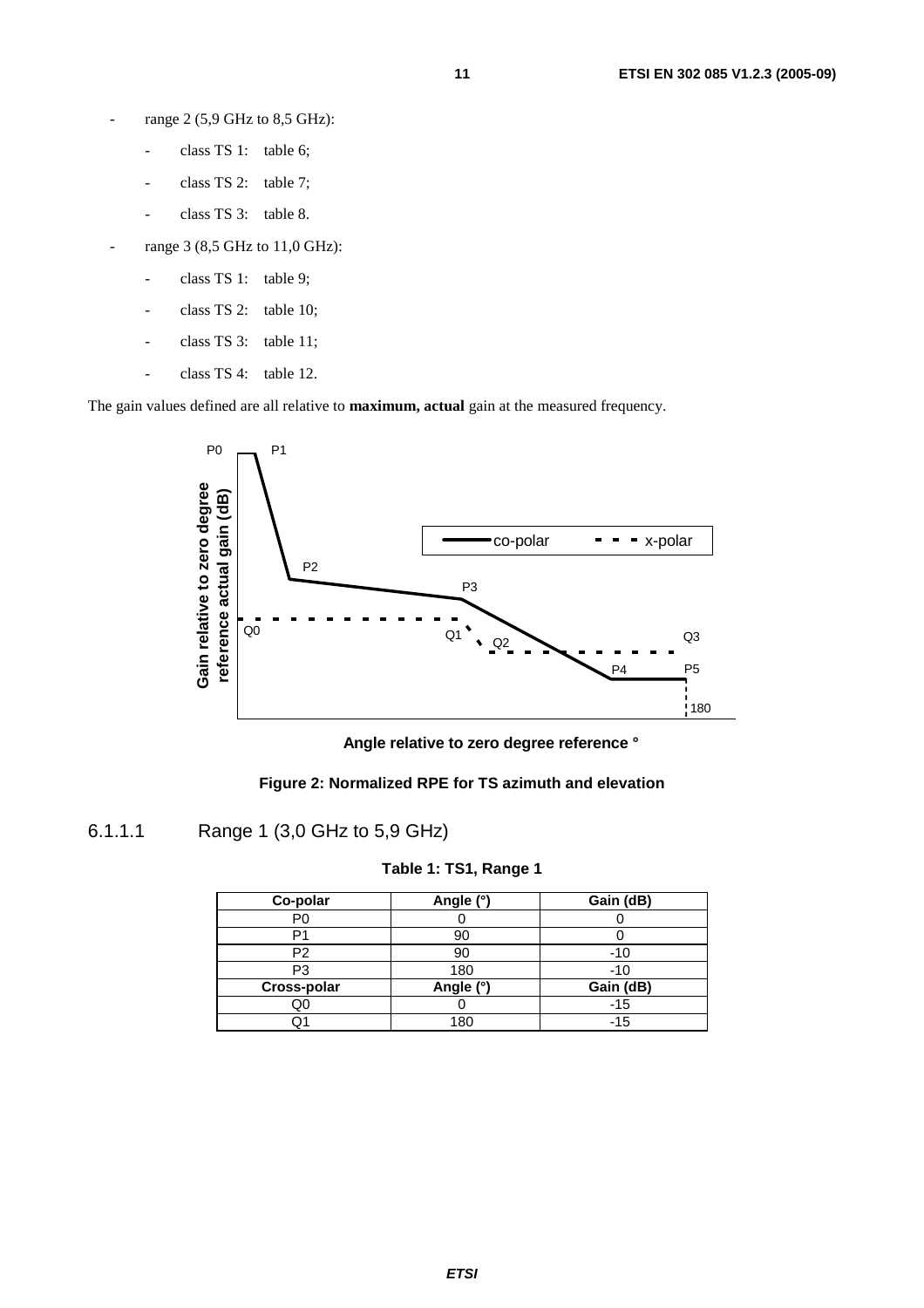- range 2 (5,9 GHz to 8,5 GHz):
    - class TS 1: table 6;
    - class TS 2: table 7;
    - class TS 3: table 8.
- range 3 (8,5 GHz to 11,0 GHz):
    - class TS 1: table 9;
    - class TS 2: table 10;
    - class TS 3: table 11;
    - class TS 4: table 12.

The gain values defined are all relative to **maximum, actual** gain at the measured frequency.

**Figure 2: Normalized RPE for TS azimuth and elevation**

#### 6.1.1.1 Range 1 (3,0 GHz to 5,9 GHz)

**Table 1: TS1, Range 1**

| Co-polar | Angle (°) | Gain (dB) |
|---|---|---|
| P0 | 0 | 0 |
| P1 | 90 | 0 |
| P2 | 90 | -10 |
| P3 | 180 | -10 |
| **Cross-polar** | **Angle (°)** | **Gain (dB)** |
| Q0 | 0 | -15 |
| Q1 | 180 | -15 |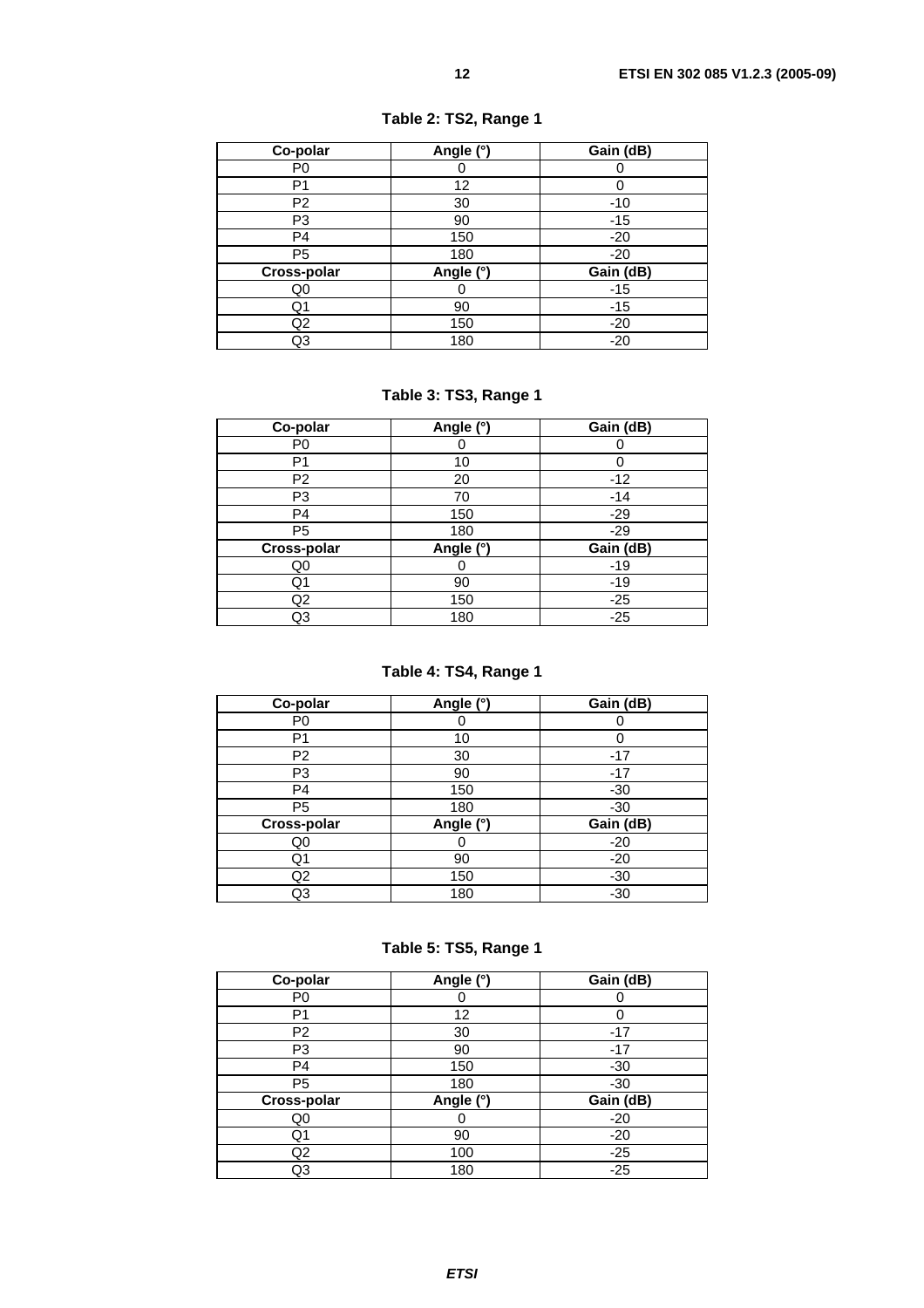**Table 2: TS2, Range 1**

| Co-polar | Angle (°) | Gain (dB) |
|---|---|---|
| P0 | 0 | 0 |
| P1 | 12 | 0 |
| P2 | 30 | -10 |
| P3 | 90 | -15 |
| P4 | 150 | -20 |
| P5 | 180 | -20 |
| **Cross-polar** | **Angle (°)** | **Gain (dB)** |
| Q0 | 0 | -15 |
| Q1 | 90 | -15 |
| Q2 | 150 | -20 |
| Q3 | 180 | -20 |

**Table 3: TS3, Range 1**

| Co-polar | Angle (°) | Gain (dB) |
|---|---|---|
| P0 | 0 | 0 |
| P1 | 10 | 0 |
| P2 | 20 | -12 |
| P3 | 70 | -14 |
| P4 | 150 | -29 |
| P5 | 180 | -29 |
| **Cross-polar** | **Angle (°)** | **Gain (dB)** |
| Q0 | 0 | -19 |
| Q1 | 90 | -19 |
| Q2 | 150 | -25 |
| Q3 | 180 | -25 |

**Table 4: TS4, Range 1**

| Co-polar | Angle (°) | Gain (dB) |
|---|---|---|
| P0 | 0 | 0 |
| P1 | 10 | 0 |
| P2 | 30 | -17 |
| P3 | 90 | -17 |
| P4 | 150 | -30 |
| P5 | 180 | -30 |
| **Cross-polar** | **Angle (°)** | **Gain (dB)** |
| Q0 | 0 | -20 |
| Q1 | 90 | -20 |
| Q2 | 150 | -30 |
| Q3 | 180 | -30 |

**Table 5: TS5, Range 1**

| Co-polar | Angle (°) | Gain (dB) |
|---|---|---|
| P0 | 0 | 0 |
| P1 | 12 | 0 |
| P2 | 30 | -17 |
| P3 | 90 | -17 |
| P4 | 150 | -30 |
| P5 | 180 | -30 |
| **Cross-polar** | **Angle (°)** | **Gain (dB)** |
| Q0 | 0 | -20 |
| Q1 | 90 | -20 |
| Q2 | 100 | -25 |
| Q3 | 180 | -25 |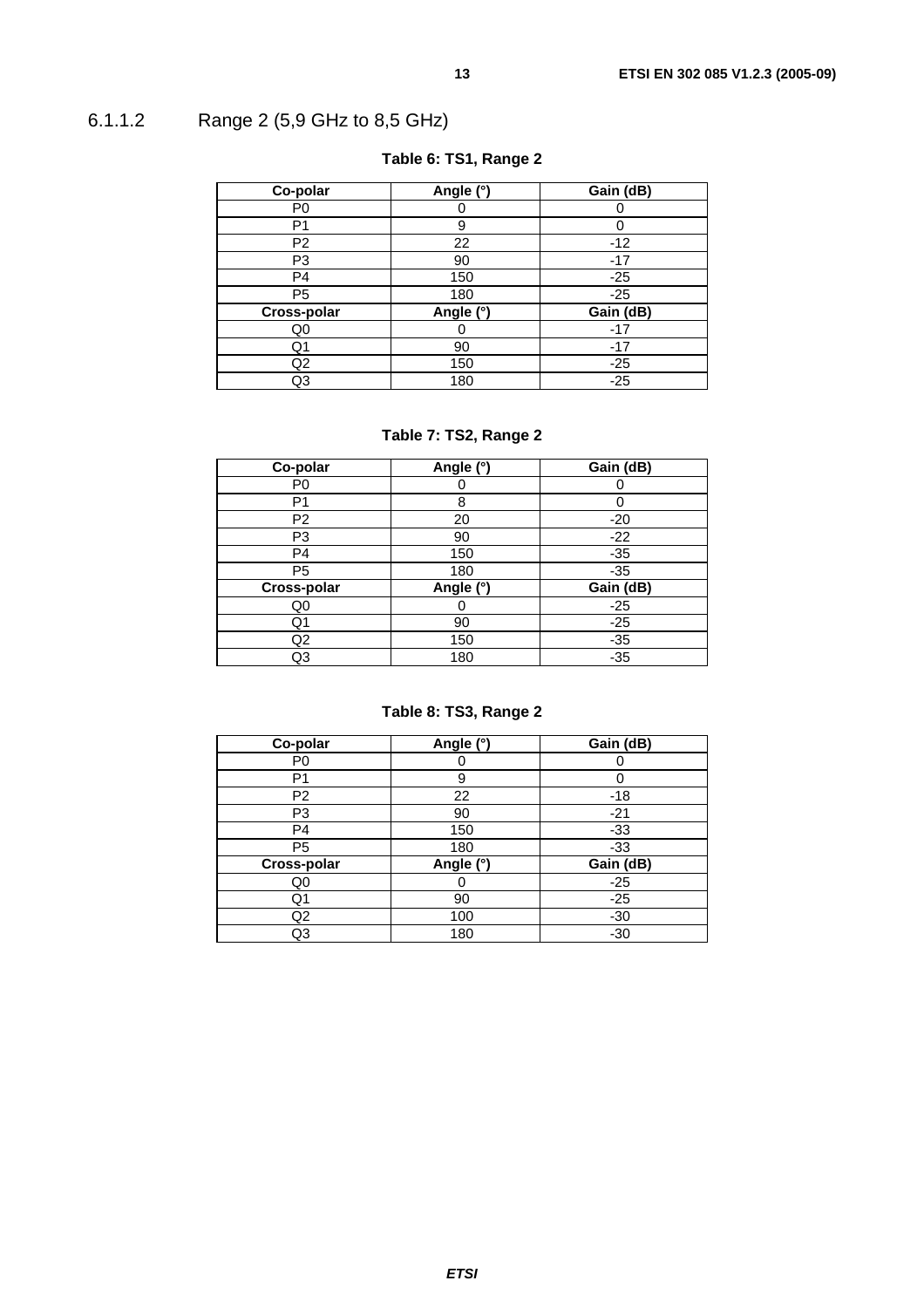#### 6.1.1.2 Range 2 (5,9 GHz to 8,5 GHz)

**Table 6: TS1, Range 2**

| Co-polar | Angle (°) | Gain (dB) |
|---|---|---|
| P0 | 0 | 0 |
| P1 | 9 | 0 |
| P2 | 22 | -12 |
| P3 | 90 | -17 |
| P4 | 150 | -25 |
| P5 | 180 | -25 |
| **Cross-polar** | **Angle (°)** | **Gain (dB)** |
| Q0 | 0 | -17 |
| Q1 | 90 | -17 |
| Q2 | 150 | -25 |
| Q3 | 180 | -25 |

**Table 7: TS2, Range 2**

| Co-polar | Angle (°) | Gain (dB) |
|---|---|---|
| P0 | 0 | 0 |
| P1 | 8 | 0 |
| P2 | 20 | -20 |
| P3 | 90 | -22 |
| P4 | 150 | -35 |
| P5 | 180 | -35 |
| **Cross-polar** | **Angle (°)** | **Gain (dB)** |
| Q0 | 0 | -25 |
| Q1 | 90 | -25 |
| Q2 | 150 | -35 |
| Q3 | 180 | -35 |

**Table 8: TS3, Range 2**

| Co-polar | Angle (°) | Gain (dB) |
|---|---|---|
| P0 | 0 | 0 |
| P1 | 9 | 0 |
| P2 | 22 | -18 |
| P3 | 90 | -21 |
| P4 | 150 | -33 |
| P5 | 180 | -33 |
| **Cross-polar** | **Angle (°)** | **Gain (dB)** |
| Q0 | 0 | -25 |
| Q1 | 90 | -25 |
| Q2 | 100 | -30 |
| Q3 | 180 | -30 |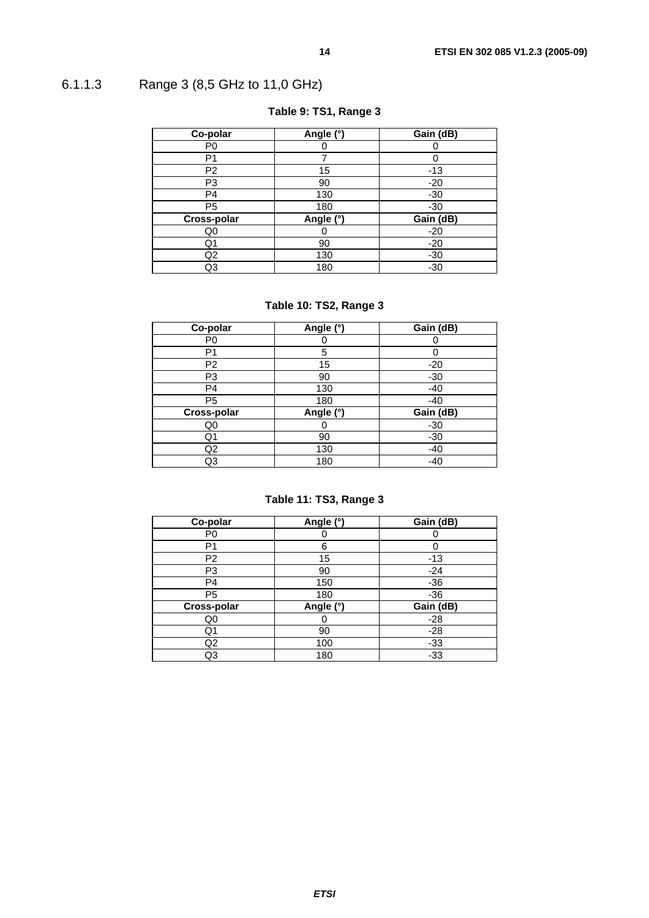#### 6.1.1.3 Range 3 (8,5 GHz to 11,0 GHz)

**Table 9: TS1, Range 3**

| Co-polar | Angle (°) | Gain (dB) |
|---|---|---|
| P0 | 0 | 0 |
| P1 | 7 | 0 |
| P2 | 15 | -13 |
| P3 | 90 | -20 |
| P4 | 130 | -30 |
| P5 | 180 | -30 |
| **Cross-polar** | **Angle (°)** | **Gain (dB)** |
| Q0 | 0 | -20 |
| Q1 | 90 | -20 |
| Q2 | 130 | -30 |
| Q3 | 180 | -30 |

**Table 10: TS2, Range 3**

| Co-polar | Angle (°) | Gain (dB) |
|---|---|---|
| P0 | 0 | 0 |
| P1 | 5 | 0 |
| P2 | 15 | -20 |
| P3 | 90 | -30 |
| P4 | 130 | -40 |
| P5 | 180 | -40 |
| **Cross-polar** | **Angle (°)** | **Gain (dB)** |
| Q0 | 0 | -30 |
| Q1 | 90 | -30 |
| Q2 | 130 | -40 |
| Q3 | 180 | -40 |

**Table 11: TS3, Range 3**

| Co-polar | Angle (°) | Gain (dB) |
|---|---|---|
| P0 | 0 | 0 |
| P1 | 6 | 0 |
| P2 | 15 | -13 |
| P3 | 90 | -24 |
| P4 | 150 | -36 |
| P5 | 180 | -36 |
| **Cross-polar** | **Angle (°)** | **Gain (dB)** |
| Q0 | 0 | -28 |
| Q1 | 90 | -28 |
| Q2 | 100 | -33 |
| Q3 | 180 | -33 |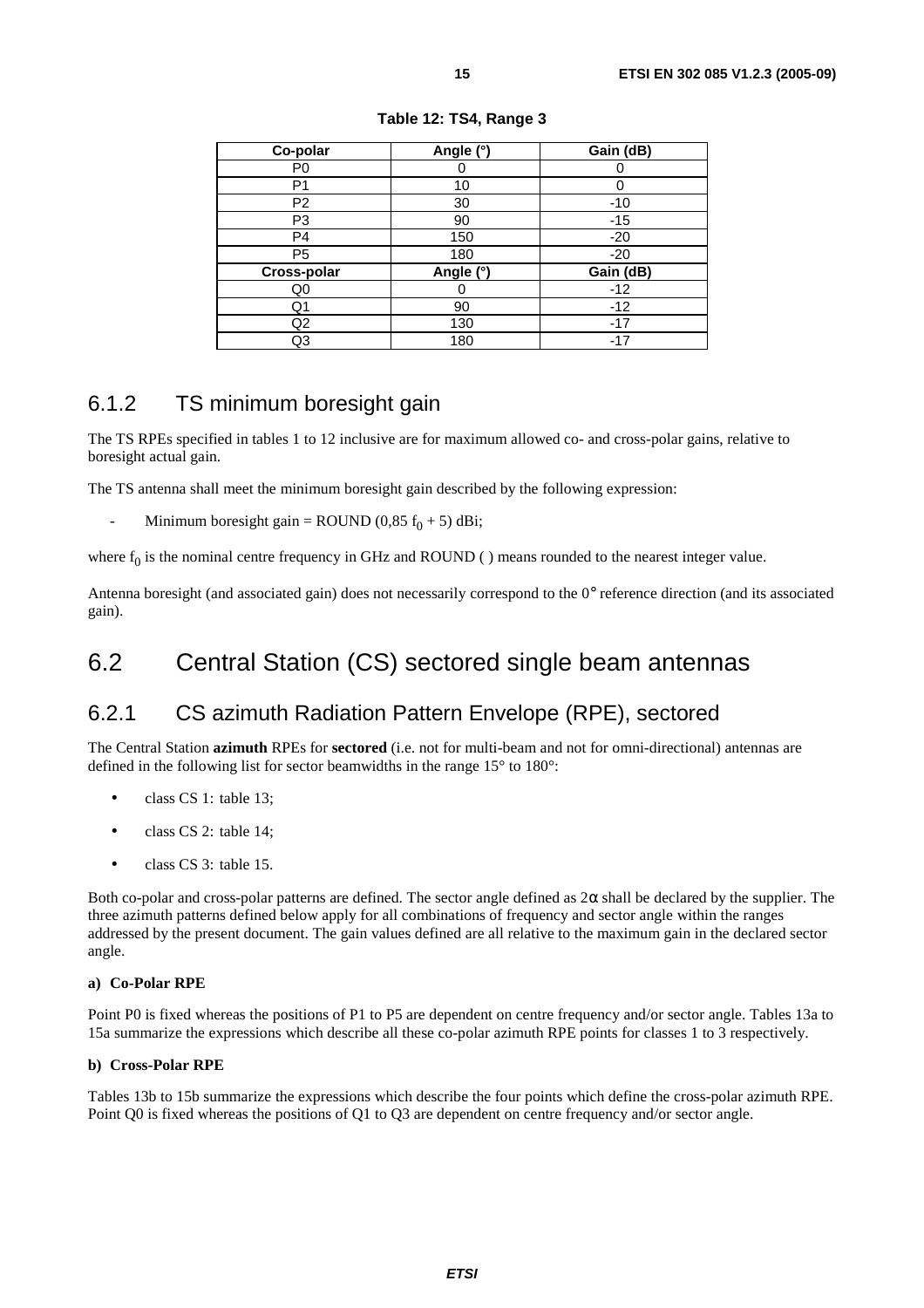**Table 12: TS4, Range 3**

| Co-polar | Angle (°) | Gain (dB) |
|---|---|---|
| P0 | 0 | 0 |
| P1 | 10 | 0 |
| P2 | 30 | -10 |
| P3 | 90 | -15 |
| P4 | 150 | -20 |
| P5 | 180 | -20 |
| **Cross-polar** | **Angle (°)** | **Gain (dB)** |
| Q0 | 0 | -12 |
| Q1 | 90 | -12 |
| Q2 | 130 | -17 |
| Q3 | 180 | -17 |

### 6.1.2 TS minimum boresight gain

The TS RPEs specified in tables 1 to 12 inclusive are for maximum allowed co- and cross-polar gains, relative to boresight actual gain.

The TS antenna shall meet the minimum boresight gain described by the following expression:

- Minimum boresight gain = ROUND (0,85 $f_0$ + 5) dBi;

where $f_0$ is the nominal centre frequency in GHz and ROUND ( ) means rounded to the nearest integer value.

Antenna boresight (and associated gain) does not necessarily correspond to the 0° reference direction (and its associated gain).

## 6.2 Central Station (CS) sectored single beam antennas

### 6.2.1 CS azimuth Radiation Pattern Envelope (RPE), sectored

The Central Station **azimuth** RPEs for **sectored** (i.e. not for multi-beam and not for omni-directional) antennas are defined in the following list for sector beamwidths in the range 15° to 180°:

- class CS 1: table 13;
- class CS 2: table 14;
- class CS 3: table 15.

Both co-polar and cross-polar patterns are defined. The sector angle defined as $2\alpha$ shall be declared by the supplier. The three azimuth patterns defined below apply for all combinations of frequency and sector angle within the ranges addressed by the present document. The gain values defined are all relative to the maximum gain in the declared sector angle.

**a) Co-Polar RPE**

Point P0 is fixed whereas the positions of P1 to P5 are dependent on centre frequency and/or sector angle. Tables 13a to 15a summarize the expressions which describe all these co-polar azimuth RPE points for classes 1 to 3 respectively.

**b) Cross-Polar RPE**

Tables 13b to 15b summarize the expressions which describe the four points which define the cross-polar azimuth RPE. Point Q0 is fixed whereas the positions of Q1 to Q3 are dependent on centre frequency and/or sector angle.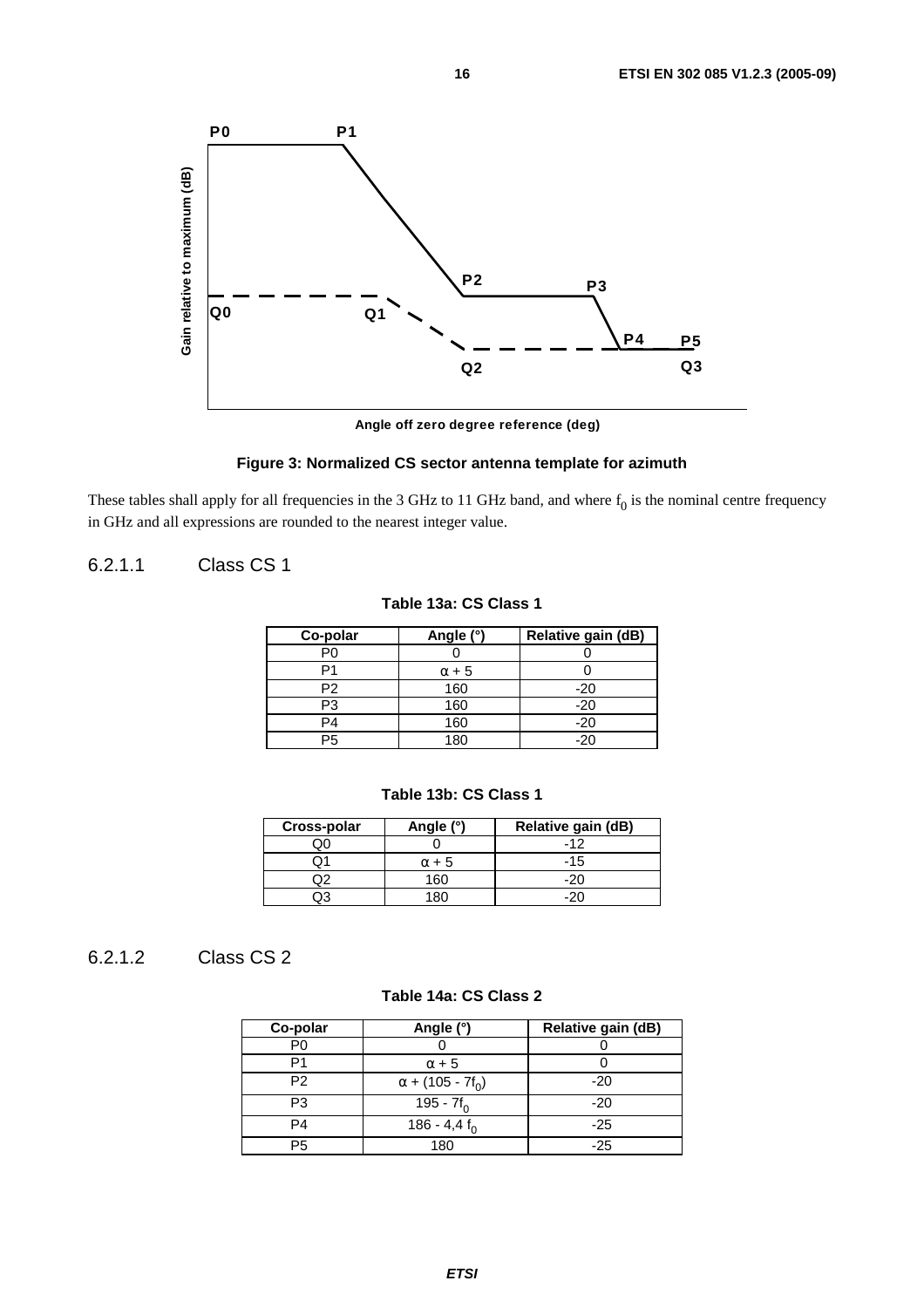Figure 3: Normalized CS sector antenna template for azimuth

These tables shall apply for all frequencies in the 3 GHz to 11 GHz band, and where $f_0$ is the nominal centre frequency in GHz and all expressions are rounded to the nearest integer value.

#### 6.2.1.1 Class CS 1

**Table 13a: CS Class 1**

| Co-polar | Angle (°) | Relative gain (dB) |
|---|---|---|
| P0 | 0 | 0 |
| P1 | $\alpha + 5$ | 0 |
| P2 | 160 | -20 |
| P3 | 160 | -20 |
| P4 | 160 | -20 |
| P5 | 180 | -20 |

**Table 13b: CS Class 1**

| Cross-polar | Angle (°) | Relative gain (dB) |
|---|---|---|
| Q0 | 0 | -12 |
| Q1 | $\alpha + 5$ | -15 |
| Q2 | 160 | -20 |
| Q3 | 180 | -20 |

#### 6.2.1.2 Class CS 2

**Table 14a: CS Class 2**

| Co-polar | Angle (°) | Relative gain (dB) |
|---|---|---|
| P0 | 0 | 0 |
| P1 | $\alpha + 5$ | 0 |
| P2 | $\alpha + (105 - 7f_0)$ | -20 |
| P3 | $195 - 7f_0$ | -20 |
| P4 | $186 - 4{,}4\ f_0$ | -25 |
| P5 | 180 | -25 |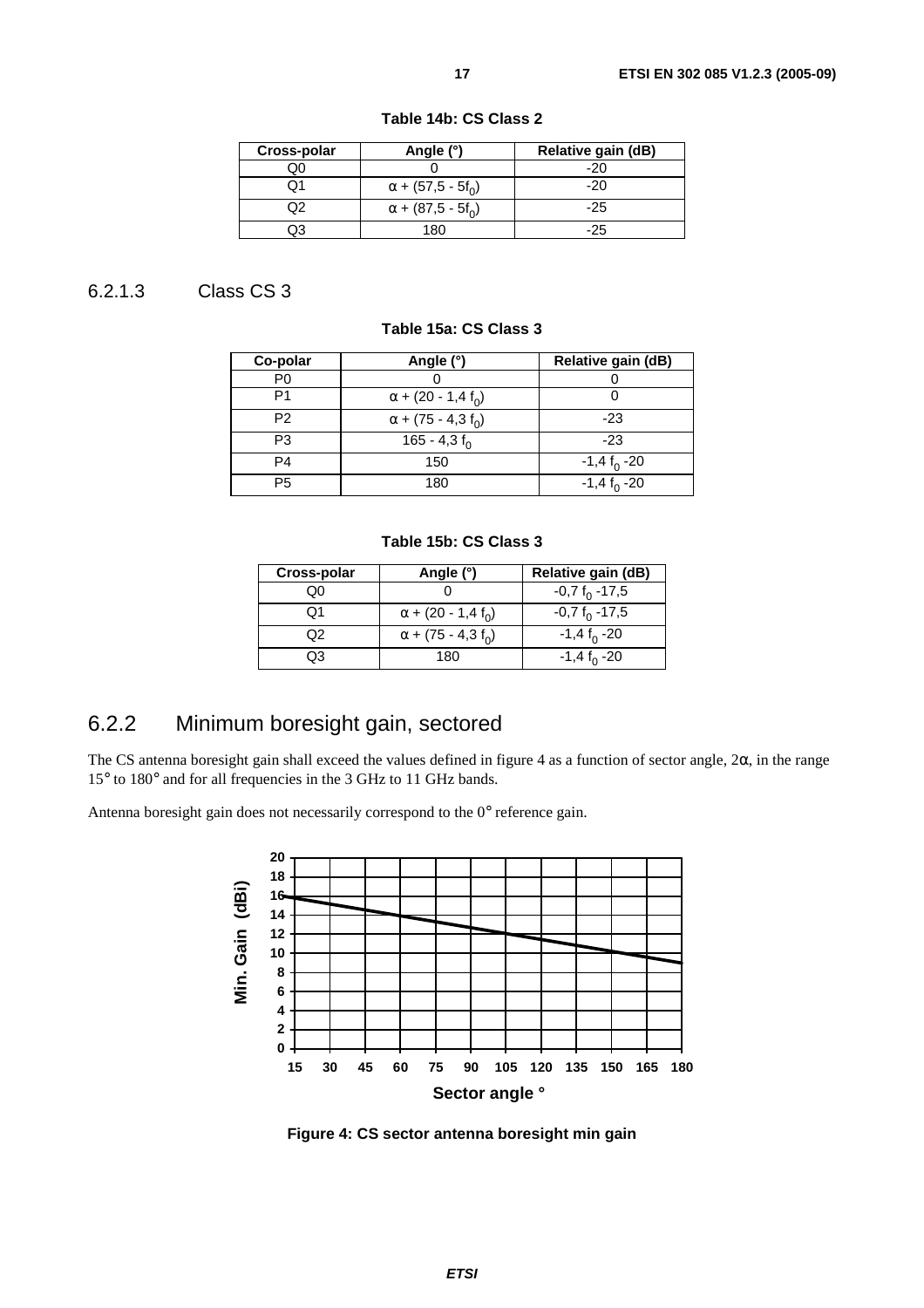**Table 14b: CS Class 2**

| Cross-polar | Angle (°) | Relative gain (dB) |
|---|---|---|
| Q0 | 0 | -20 |
| Q1 | $\alpha$ + (57,5 - 5$f_0$) | -20 |
| Q2 | $\alpha$ + (87,5 - 5$f_0$) | -25 |
| Q3 | 180 | -25 |

### 6.2.1.3 Class CS 3

**Table 15a: CS Class 3**

| Co-polar | Angle (°) | Relative gain (dB) |
|---|---|---|
| P0 | 0 | 0 |
| P1 | $\alpha$ + (20 - 1,4 $f_0$) | 0 |
| P2 | $\alpha$ + (75 - 4,3 $f_0$) | -23 |
| P3 | 165 - 4,3 $f_0$ | -23 |
| P4 | 150 | -1,4 $f_0$ -20 |
| P5 | 180 | -1,4 $f_0$ -20 |

**Table 15b: CS Class 3**

| Cross-polar | Angle (°) | Relative gain (dB) |
|---|---|---|
| Q0 | 0 | -0,7 $f_0$ -17,5 |
| Q1 | $\alpha$ + (20 - 1,4 $f_0$) | -0,7 $f_0$ -17,5 |
| Q2 | $\alpha$ + (75 - 4,3 $f_0$) | -1,4 $f_0$ -20 |
| Q3 | 180 | -1,4 $f_0$ -20 |

## 6.2.2 Minimum boresight gain, sectored

The CS antenna boresight gain shall exceed the values defined in figure 4 as a function of sector angle, 2$\alpha$, in the range 15° to 180° and for all frequencies in the 3 GHz to 11 GHz bands.

Antenna boresight gain does not necessarily correspond to the 0° reference gain.

**Figure 4: CS sector antenna boresight min gain**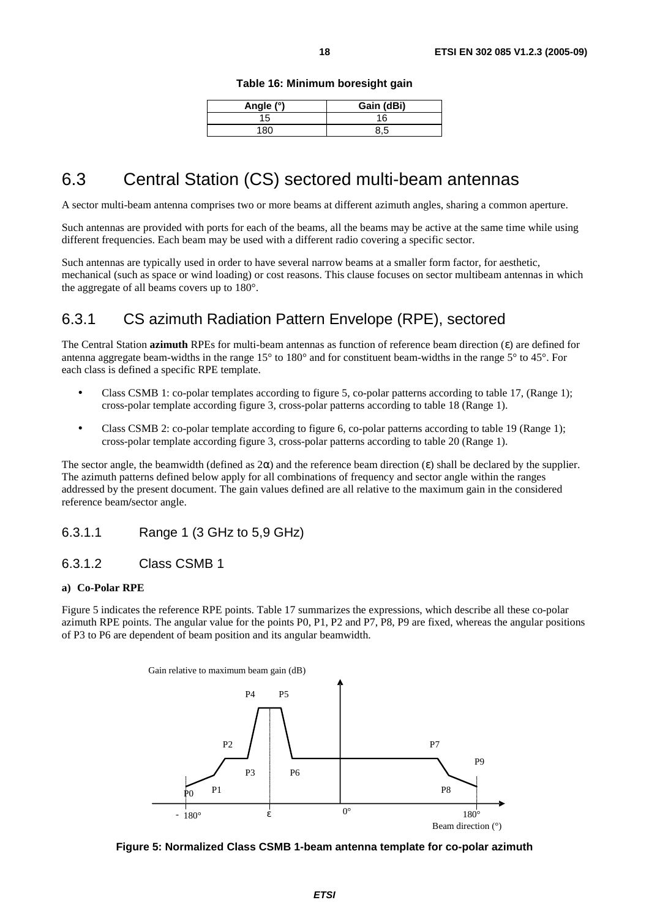**Table 16: Minimum boresight gain**

| Angle (°) | Gain (dBi) |
| --- | --- |
| 15 | 16 |
| 180 | 8,5 |

# 6.3 Central Station (CS) sectored multi-beam antennas

A sector multi-beam antenna comprises two or more beams at different azimuth angles, sharing a common aperture.

Such antennas are provided with ports for each of the beams, all the beams may be active at the same time while using different frequencies. Each beam may be used with a different radio covering a specific sector.

Such antennas are typically used in order to have several narrow beams at a smaller form factor, for aesthetic, mechanical (such as space or wind loading) or cost reasons. This clause focuses on sector multibeam antennas in which the aggregate of all beams covers up to 180°.

## 6.3.1 CS azimuth Radiation Pattern Envelope (RPE), sectored

The Central Station **azimuth** RPEs for multi-beam antennas as function of reference beam direction (ε) are defined for antenna aggregate beam-widths in the range 15° to 180° and for constituent beam-widths in the range 5° to 45°. For each class is defined a specific RPE template.

- Class CSMB 1: co-polar templates according to figure 5, co-polar patterns according to table 17, (Range 1); cross-polar template according figure 3, cross-polar patterns according to table 18 (Range 1).
- Class CSMB 2: co-polar template according to figure 6, co-polar patterns according to table 19 (Range 1); cross-polar template according figure 3, cross-polar patterns according to table 20 (Range 1).

The sector angle, the beamwidth (defined as 2α) and the reference beam direction (ε) shall be declared by the supplier. The azimuth patterns defined below apply for all combinations of frequency and sector angle within the ranges addressed by the present document. The gain values defined are all relative to the maximum gain in the considered reference beam/sector angle.

### 6.3.1.1 Range 1 (3 GHz to 5,9 GHz)

### 6.3.1.2 Class CSMB 1

**a) Co-Polar RPE**

Figure 5 indicates the reference RPE points. Table 17 summarizes the expressions, which describe all these co-polar azimuth RPE points. The angular value for the points P0, P1, P2 and P7, P8, P9 are fixed, whereas the angular positions of P3 to P6 are dependent of beam position and its angular beamwidth.

**Figure 5: Normalized Class CSMB 1-beam antenna template for co-polar azimuth**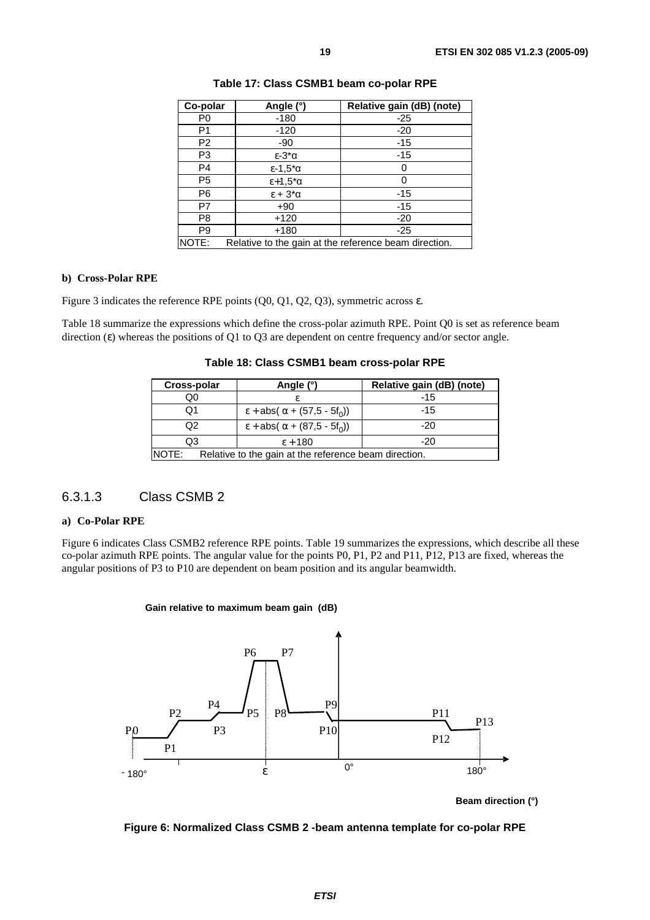**Table 17: Class CSMB1 beam co-polar RPE**

| Co-polar | Angle (°) | Relative gain (dB) (note) |
|---|---|---|
| P0 | -180 | -25 |
| P1 | -120 | -20 |
| P2 | -90 | -15 |
| P3 | $\varepsilon$-3*$\alpha$ | -15 |
| P4 | $\varepsilon$-1,5*$\alpha$ | 0 |
| P5 | $\varepsilon$+1,5*$\alpha$ | 0 |
| P6 | $\varepsilon$ + 3*$\alpha$ | -15 |
| P7 | +90 | -15 |
| P8 | +120 | -20 |
| P9 | +180 | -25 |
| NOTE: Relative to the gain at the reference beam direction. | | |

**b) Cross-Polar RPE**

Figure 3 indicates the reference RPE points (Q0, Q1, Q2, Q3), symmetric across $\varepsilon$.

Table 18 summarize the expressions which define the cross-polar azimuth RPE. Point Q0 is set as reference beam direction ($\varepsilon$) whereas the positions of Q1 to Q3 are dependent on centre frequency and/or sector angle.

**Table 18: Class CSMB1 beam cross-polar RPE**

| Cross-polar | Angle (°) | Relative gain (dB) (note) |
|---|---|---|
| Q0 | $\varepsilon$ | -15 |
| Q1 | $\varepsilon$ + abs( $\alpha$ + (57,5 - 5$f_0$)) | -15 |
| Q2 | $\varepsilon$ + abs( $\alpha$ + (87,5 - 5$f_0$)) | -20 |
| Q3 | $\varepsilon$ + 180 | -20 |
| NOTE: Relative to the gain at the reference beam direction. | | |

### 6.3.1.3 Class CSMB 2

**a) Co-Polar RPE**

Figure 6 indicates Class CSMB2 reference RPE points. Table 19 summarizes the expressions, which describe all these co-polar azimuth RPE points. The angular value for the points P0, P1, P2 and P11, P12, P13 are fixed, whereas the angular positions of P3 to P10 are dependent on beam position and its angular beamwidth.

Gain relative to maximum beam gain (dB)

P6 P7 P4 P9 P2 P5 P8 P11 P13 P0 P3 P10 P12 P1

-180° $\varepsilon$ 0° 180°

Beam direction (°)

**Figure 6: Normalized Class CSMB 2 -beam antenna template for co-polar RPE**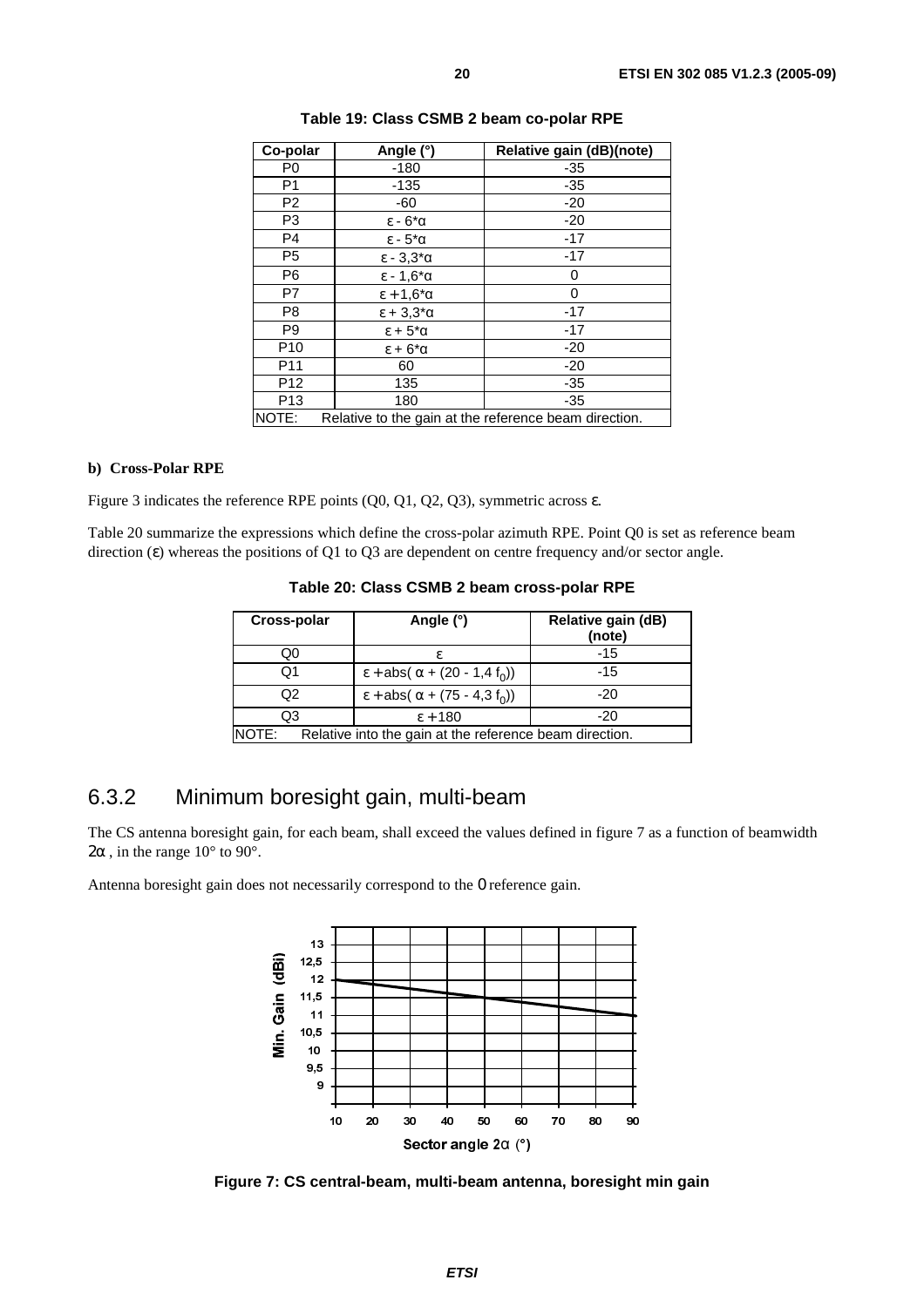**Table 19: Class CSMB 2 beam co-polar RPE**

| Co-polar | Angle (°) | Relative gain (dB)(note) |
|---|---|---|
| P0 | -180 | -35 |
| P1 | -135 | -35 |
| P2 | -60 | -20 |
| P3 | $\varepsilon$ - 6*$\alpha$ | -20 |
| P4 | $\varepsilon$ - 5*$\alpha$ | -17 |
| P5 | $\varepsilon$ - 3,3*$\alpha$ | -17 |
| P6 | $\varepsilon$ - 1,6*$\alpha$ | 0 |
| P7 | $\varepsilon$ +1,6*$\alpha$ | 0 |
| P8 | $\varepsilon$ + 3,3*$\alpha$ | -17 |
| P9 | $\varepsilon$ + 5*$\alpha$ | -17 |
| P10 | $\varepsilon$ + 6*$\alpha$ | -20 |
| P11 | 60 | -20 |
| P12 | 135 | -35 |
| P13 | 180 | -35 |
| NOTE: Relative to the gain at the reference beam direction. | | |

**b) Cross-Polar RPE**

Figure 3 indicates the reference RPE points (Q0, Q1, Q2, Q3), symmetric across $\varepsilon$.

Table 20 summarize the expressions which define the cross-polar azimuth RPE. Point Q0 is set as reference beam direction ($\varepsilon$) whereas the positions of Q1 to Q3 are dependent on centre frequency and/or sector angle.

**Table 20: Class CSMB 2 beam cross-polar RPE**

| Cross-polar | Angle (°) | Relative gain (dB) (note) |
|---|---|---|
| Q0 | $\varepsilon$ | -15 |
| Q1 | $\varepsilon$ +abs( $\alpha$ + (20 - 1,4 $f_0$)) | -15 |
| Q2 | $\varepsilon$ +abs( $\alpha$ + (75 - 4,3 $f_0$)) | -20 |
| Q3 | $\varepsilon$ +180 | -20 |
| NOTE: Relative into the gain at the reference beam direction. | | |

## 6.3.2 Minimum boresight gain, multi-beam

The CS antenna boresight gain, for each beam, shall exceed the values defined in figure 7 as a function of beamwidth $2\alpha$ , in the range 10° to 90°.

Antenna boresight gain does not necessarily correspond to the 0 reference gain.

**Figure 7: CS central-beam, multi-beam antenna, boresight min gain**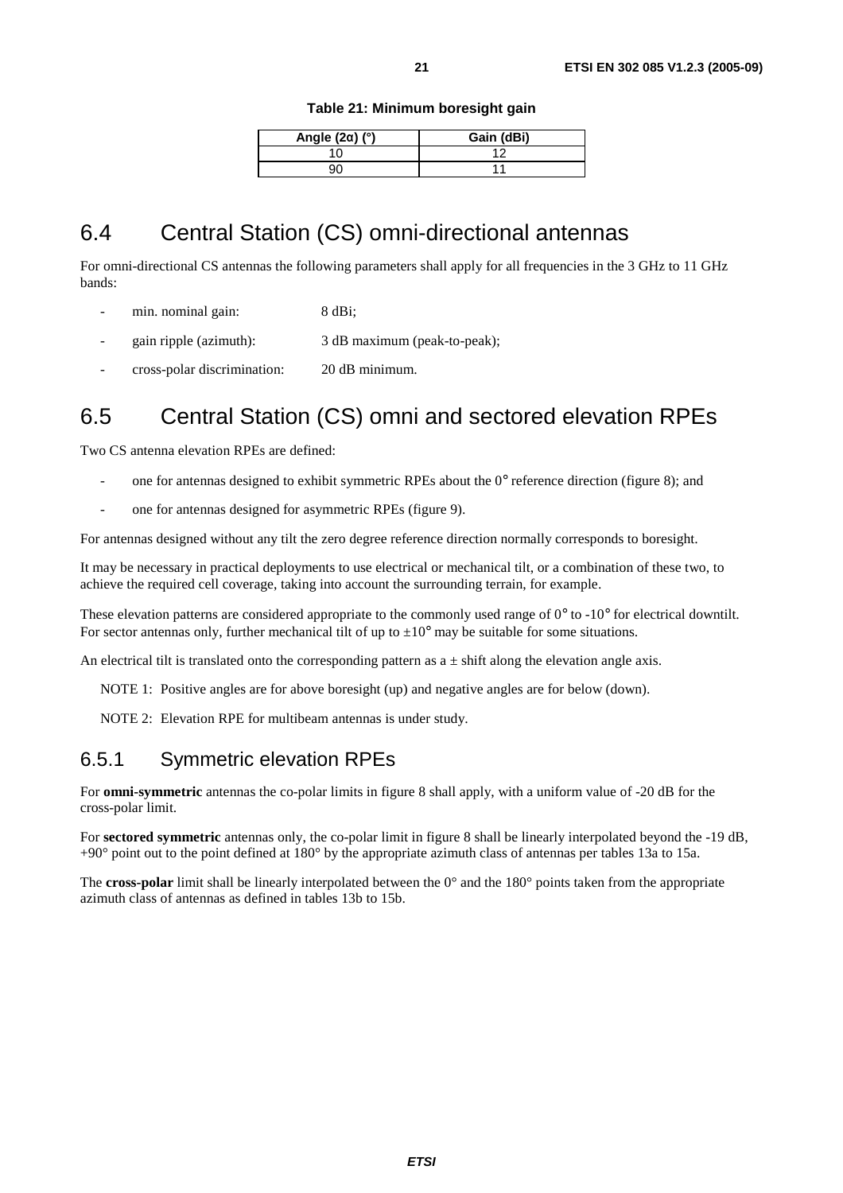**Table 21: Minimum boresight gain**

| Angle (2α) (°) | Gain (dBi) |
|---|---|
| 10 | 12 |
| 90 | 11 |

## 6.4 Central Station (CS) omni-directional antennas

For omni-directional CS antennas the following parameters shall apply for all frequencies in the 3 GHz to 11 GHz bands:

- min. nominal gain: 8 dBi;
- gain ripple (azimuth): 3 dB maximum (peak-to-peak);
- cross-polar discrimination: 20 dB minimum.

## 6.5 Central Station (CS) omni and sectored elevation RPEs

Two CS antenna elevation RPEs are defined:

- one for antennas designed to exhibit symmetric RPEs about the 0° reference direction (figure 8); and
- one for antennas designed for asymmetric RPEs (figure 9).

For antennas designed without any tilt the zero degree reference direction normally corresponds to boresight.

It may be necessary in practical deployments to use electrical or mechanical tilt, or a combination of these two, to achieve the required cell coverage, taking into account the surrounding terrain, for example.

These elevation patterns are considered appropriate to the commonly used range of 0° to -10° for electrical downtilt. For sector antennas only, further mechanical tilt of up to ±10° may be suitable for some situations.

An electrical tilt is translated onto the corresponding pattern as a ± shift along the elevation angle axis.

NOTE 1: Positive angles are for above boresight (up) and negative angles are for below (down).

NOTE 2: Elevation RPE for multibeam antennas is under study.

### 6.5.1 Symmetric elevation RPEs

For **omni-symmetric** antennas the co-polar limits in figure 8 shall apply, with a uniform value of -20 dB for the cross-polar limit.

For **sectored symmetric** antennas only, the co-polar limit in figure 8 shall be linearly interpolated beyond the -19 dB, +90° point out to the point defined at 180° by the appropriate azimuth class of antennas per tables 13a to 15a.

The **cross-polar** limit shall be linearly interpolated between the 0° and the 180° points taken from the appropriate azimuth class of antennas as defined in tables 13b to 15b.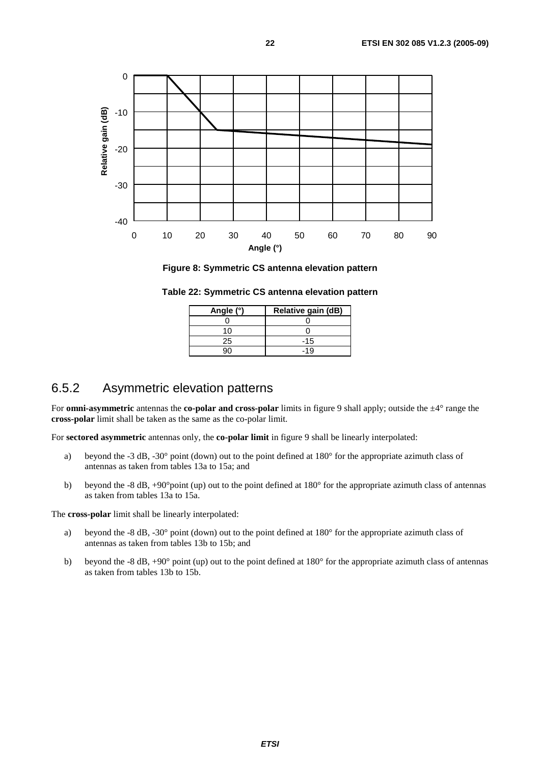Figure 8: Symmetric CS antenna elevation pattern

Table 22: Symmetric CS antenna elevation pattern

| Angle (°) | Relative gain (dB) |
| --- | --- |
| 0 | 0 |
| 10 | 0 |
| 25 | -15 |
| 90 | -19 |

### 6.5.2 Asymmetric elevation patterns

For **omni-asymmetric** antennas the **co-polar and cross-polar** limits in figure 9 shall apply; outside the ±4° range the **cross-polar** limit shall be taken as the same as the co-polar limit.

For **sectored asymmetric** antennas only, the **co-polar limit** in figure 9 shall be linearly interpolated:

a) beyond the -3 dB, -30° point (down) out to the point defined at 180° for the appropriate azimuth class of antennas as taken from tables 13a to 15a; and

b) beyond the -8 dB, +90°point (up) out to the point defined at 180° for the appropriate azimuth class of antennas as taken from tables 13a to 15a.

The **cross-polar** limit shall be linearly interpolated:

a) beyond the -8 dB, -30° point (down) out to the point defined at 180° for the appropriate azimuth class of antennas as taken from tables 13b to 15b; and

b) beyond the -8 dB, +90° point (up) out to the point defined at 180° for the appropriate azimuth class of antennas as taken from tables 13b to 15b.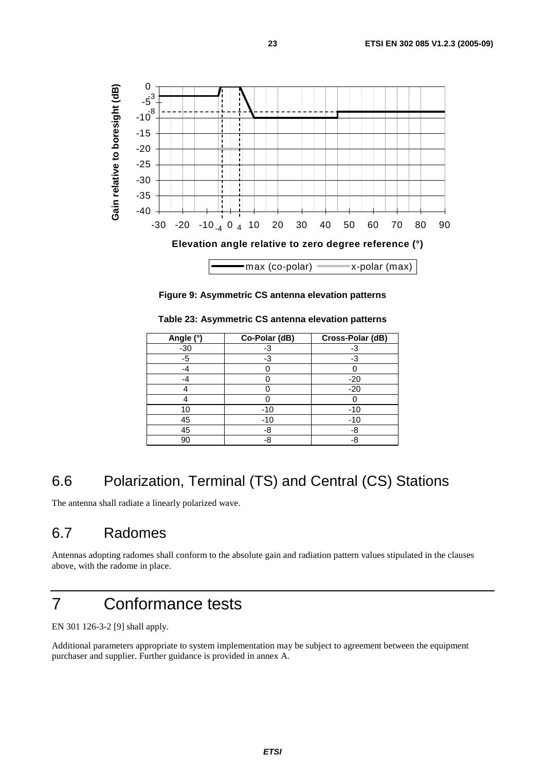**Figure 9: Asymmetric CS antenna elevation patterns**

**Table 23: Asymmetric CS antenna elevation patterns**

| Angle (°) | Co-Polar (dB) | Cross-Polar (dB) |
|---|---|---|
| -30 | -3 | -3 |
| -5 | -3 | -3 |
| -4 | 0 | 0 |
| -4 | 0 | -20 |
| 4 | 0 | -20 |
| 4 | 0 | 0 |
| 10 | -10 | -10 |
| 45 | -10 | -10 |
| 45 | -8 | -8 |
| 90 | -8 | -8 |

## 6.6 Polarization, Terminal (TS) and Central (CS) Stations

The antenna shall radiate a linearly polarized wave.

## 6.7 Radomes

Antennas adopting radomes shall conform to the absolute gain and radiation pattern values stipulated in the clauses above, with the radome in place.

# 7 Conformance tests

EN 301 126-3-2 [9] shall apply.

Additional parameters appropriate to system implementation may be subject to agreement between the equipment purchaser and supplier. Further guidance is provided in annex A.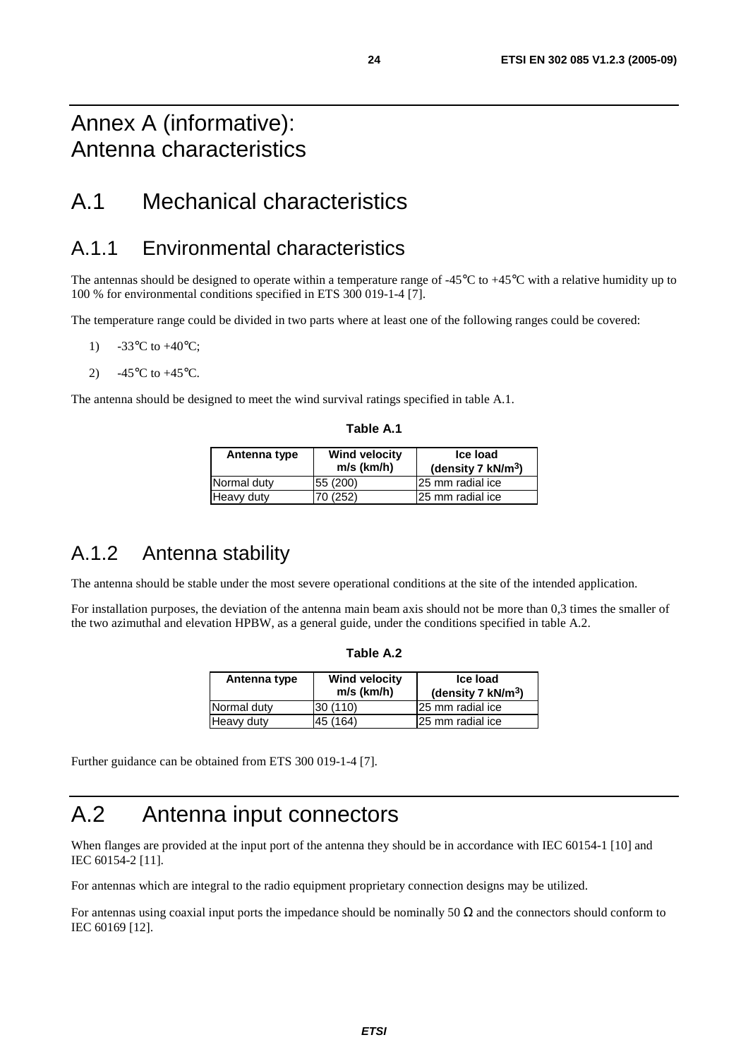# Annex A (informative): Antenna characteristics

# A.1 Mechanical characteristics

## A.1.1 Environmental characteristics

The antennas should be designed to operate within a temperature range of -45°C to +45°C with a relative humidity up to 100 % for environmental conditions specified in ETS 300 019-1-4 [7].

The temperature range could be divided in two parts where at least one of the following ranges could be covered:

1) -33°C to +40°C;

2) -45°C to +45°C.

The antenna should be designed to meet the wind survival ratings specified in table A.1.

**Table A.1**

| Antenna type | Wind velocity m/s (km/h) | Ice load (density 7 kN/m$^3$) |
|---|---|---|
| Normal duty | 55 (200) | 25 mm radial ice |
| Heavy duty | 70 (252) | 25 mm radial ice |

## A.1.2 Antenna stability

The antenna should be stable under the most severe operational conditions at the site of the intended application.

For installation purposes, the deviation of the antenna main beam axis should not be more than 0,3 times the smaller of the two azimuthal and elevation HPBW, as a general guide, under the conditions specified in table A.2.

**Table A.2**

| Antenna type | Wind velocity m/s (km/h) | Ice load (density 7 kN/m$^3$) |
|---|---|---|
| Normal duty | 30 (110) | 25 mm radial ice |
| Heavy duty | 45 (164) | 25 mm radial ice |

Further guidance can be obtained from ETS 300 019-1-4 [7].

# A.2 Antenna input connectors

When flanges are provided at the input port of the antenna they should be in accordance with IEC 60154-1 [10] and IEC 60154-2 [11].

For antennas which are integral to the radio equipment proprietary connection designs may be utilized.

For antennas using coaxial input ports the impedance should be nominally 50 Ω and the connectors should conform to IEC 60169 [12].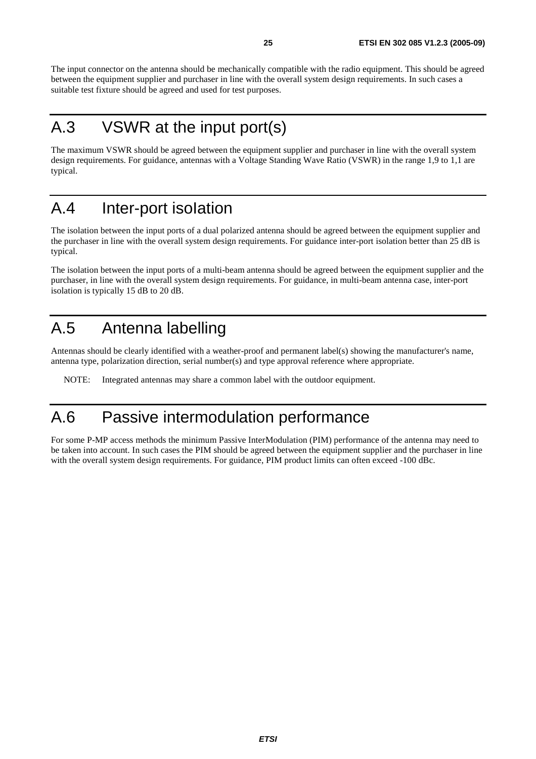The input connector on the antenna should be mechanically compatible with the radio equipment. This should be agreed between the equipment supplier and purchaser in line with the overall system design requirements. In such cases a suitable test fixture should be agreed and used for test purposes.

# A.3 VSWR at the input port(s)

The maximum VSWR should be agreed between the equipment supplier and purchaser in line with the overall system design requirements. For guidance, antennas with a Voltage Standing Wave Ratio (VSWR) in the range 1,9 to 1,1 are typical.

# A.4 Inter-port isolation

The isolation between the input ports of a dual polarized antenna should be agreed between the equipment supplier and the purchaser in line with the overall system design requirements. For guidance inter-port isolation better than 25 dB is typical.

The isolation between the input ports of a multi-beam antenna should be agreed between the equipment supplier and the purchaser, in line with the overall system design requirements. For guidance, in multi-beam antenna case, inter-port isolation is typically 15 dB to 20 dB.

# A.5 Antenna labelling

Antennas should be clearly identified with a weather-proof and permanent label(s) showing the manufacturer's name, antenna type, polarization direction, serial number(s) and type approval reference where appropriate.

NOTE: Integrated antennas may share a common label with the outdoor equipment.

# A.6 Passive intermodulation performance

For some P-MP access methods the minimum Passive InterModulation (PIM) performance of the antenna may need to be taken into account. In such cases the PIM should be agreed between the equipment supplier and the purchaser in line with the overall system design requirements. For guidance, PIM product limits can often exceed -100 dBc.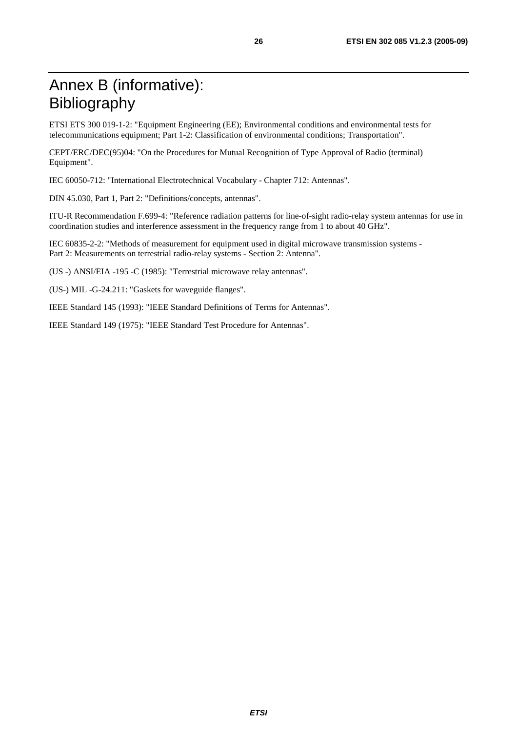# Annex B (informative): Bibliography

ETSI ETS 300 019-1-2: "Equipment Engineering (EE); Environmental conditions and environmental tests for telecommunications equipment; Part 1-2: Classification of environmental conditions; Transportation".

CEPT/ERC/DEC(95)04: "On the Procedures for Mutual Recognition of Type Approval of Radio (terminal) Equipment".

IEC 60050-712: "International Electrotechnical Vocabulary - Chapter 712: Antennas".

DIN 45.030, Part 1, Part 2: "Definitions/concepts, antennas".

ITU-R Recommendation F.699-4: "Reference radiation patterns for line-of-sight radio-relay system antennas for use in coordination studies and interference assessment in the frequency range from 1 to about 40 GHz".

IEC 60835-2-2: "Methods of measurement for equipment used in digital microwave transmission systems - Part 2: Measurements on terrestrial radio-relay systems - Section 2: Antenna".

(US -) ANSI/EIA -195 -C (1985): "Terrestrial microwave relay antennas".

(US-) MIL -G-24.211: "Gaskets for waveguide flanges".

IEEE Standard 145 (1993): "IEEE Standard Definitions of Terms for Antennas".

IEEE Standard 149 (1975): "IEEE Standard Test Procedure for Antennas".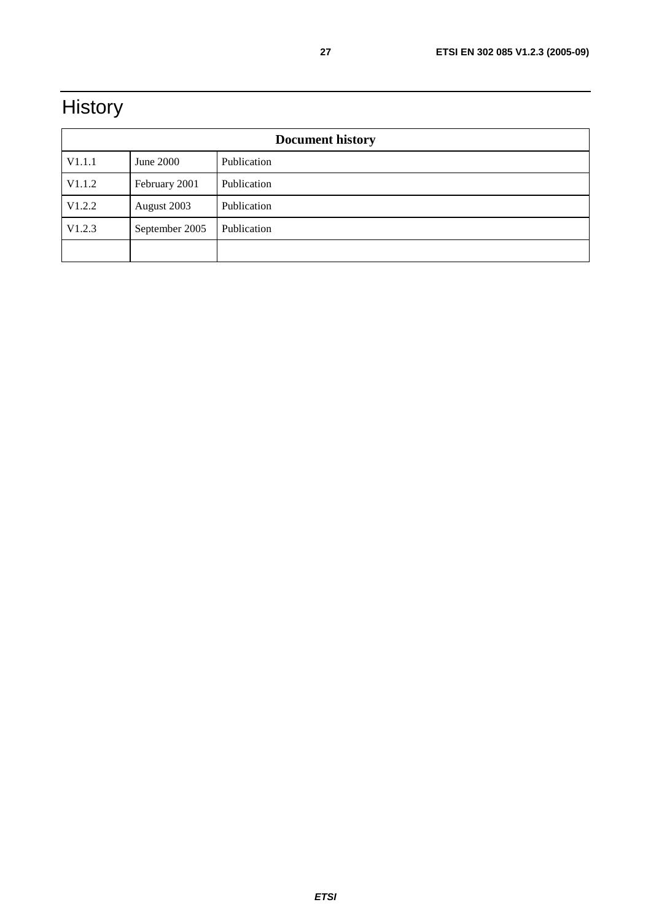# History

| Document history | | |
|---|---|---|
| V1.1.1 | June 2000 | Publication |
| V1.1.2 | February 2001 | Publication |
| V1.2.2 | August 2003 | Publication |
| V1.2.3 | September 2005 | Publication |
| | | |